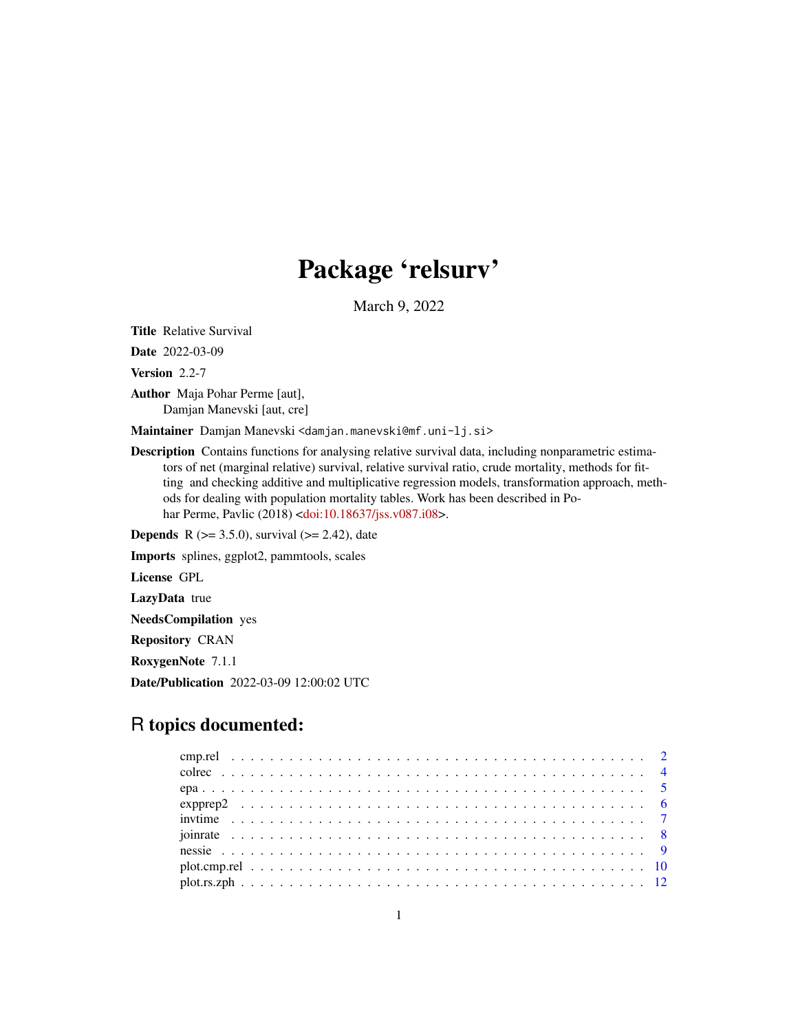# Package 'relsurv'

March 9, 2022

**Title** Relative Survival

**Date** 2022-03-09

**Version** 2.2-7

**Author** Maja Pohar Perme [aut],
Damjan Manevski [aut, cre]

**Maintainer** Damjan Manevski <damjan.manevski@mf.uni-lj.si>

**Description** Contains functions for analysing relative survival data, including nonparametric estimators of net (marginal relative) survival, relative survival ratio, crude mortality, methods for fitting and checking additive and multiplicative regression models, transformation approach, methods for dealing with population mortality tables. Work has been described in Pohar Perme, Pavlic (2018) <doi:10.18637/jss.v087.i08>.

**Depends** R (>= 3.5.0), survival (>= 2.42), date

**Imports** splines, ggplot2, pammtools, scales

**License** GPL

**LazyData** true

**NeedsCompilation** yes

**Repository** CRAN

**RoxygenNote** 7.1.1

**Date/Publication** 2022-03-09 12:00:02 UTC

## R topics documented:

| | |
|---|---|
| cmp.rel | 2 |
| colrec | 4 |
| epa | 5 |
| expprep2 | 6 |
| invtime | 7 |
| joinrate | 8 |
| nessie | 9 |
| plot.cmp.rel | 10 |
| plot.rs.zph | 12 |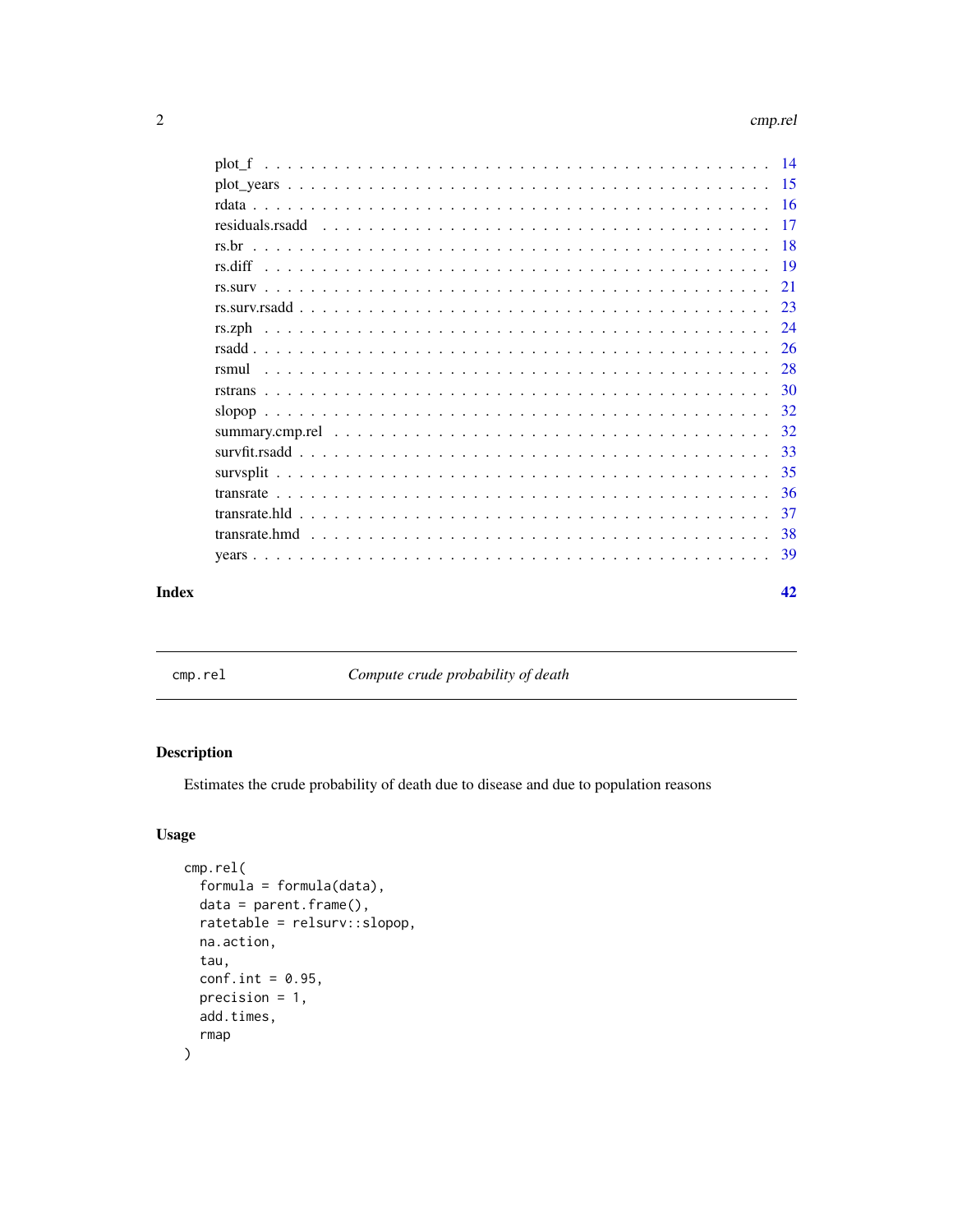| | |
|---|---|
| plot_f | 14 |
| plot_years | 15 |
| rdata | 16 |
| residuals.rsadd | 17 |
| rs.br | 18 |
| rs.diff | 19 |
| rs.surv | 21 |
| rs.surv.rsadd | 23 |
| rs.zph | 24 |
| rsadd | 26 |
| rsmul | 28 |
| rstrans | 30 |
| slopop | 32 |
| summary.cmp.rel | 32 |
| survfit.rsadd | 33 |
| survsplit | 35 |
| transrate | 36 |
| transrate.hld | 37 |
| transrate.hmd | 38 |
| years | 39 |

**Index** **42**

---

`cmp.rel` *Compute crude probability of death*

---

## Description

Estimates the crude probability of death due to disease and due to population reasons

## Usage

```
cmp.rel(
  formula = formula(data),
  data = parent.frame(),
  ratetable = relsurv::slopop,
  na.action,
  tau,
  conf.int = 0.95,
  precision = 1,
  add.times,
  rmap
)
```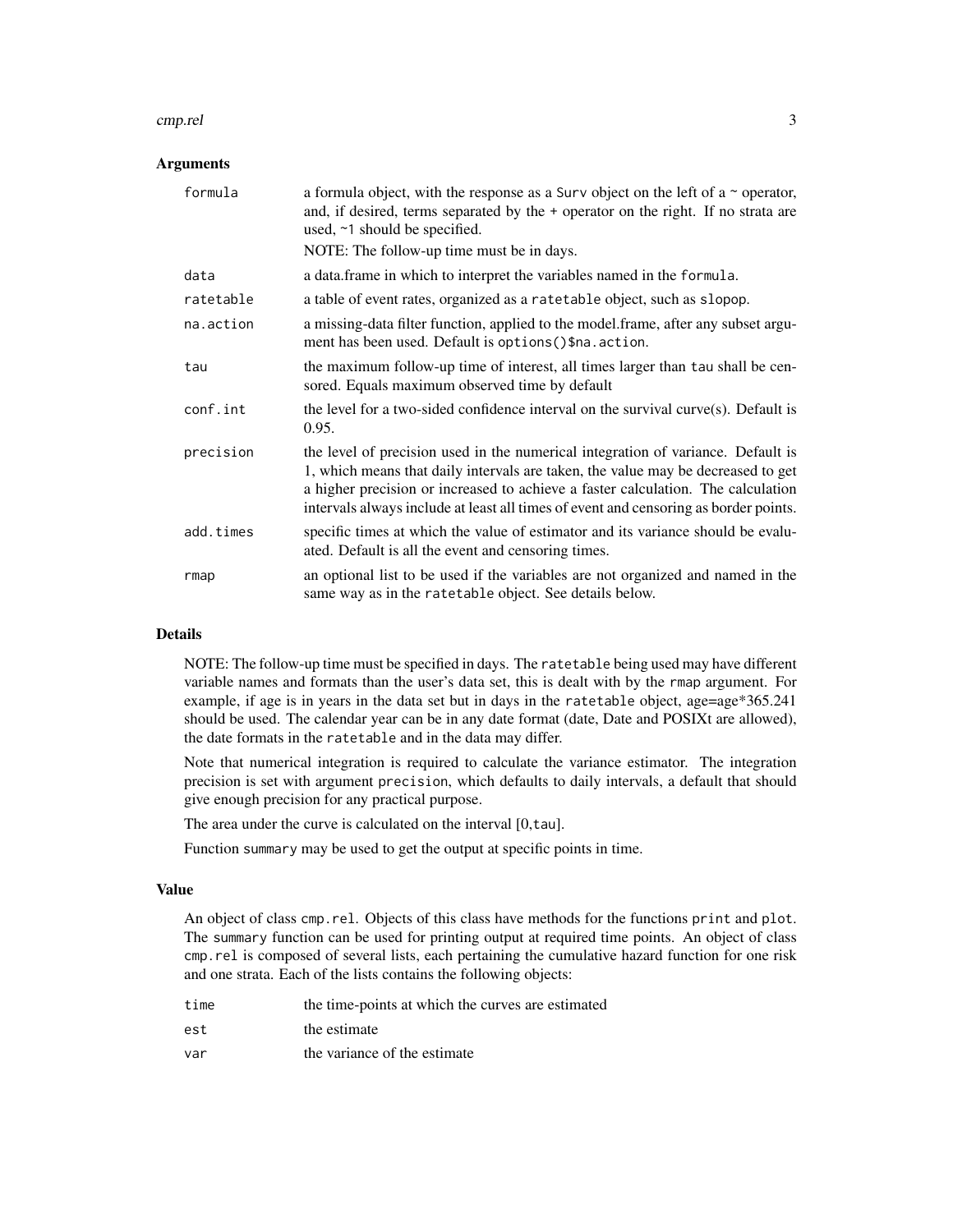### Arguments

| | |
|---|---|
| `formula` | a formula object, with the response as a Surv object on the left of a ~ operator, and, if desired, terms separated by the + operator on the right. If no strata are used, ~1 should be specified. NOTE: The follow-up time must be in days. |
| `data` | a data.frame in which to interpret the variables named in the `formula`. |
| `ratetable` | a table of event rates, organized as a `ratetable` object, such as `slopop`. |
| `na.action` | a missing-data filter function, applied to the model.frame, after any subset argument has been used. Default is `options()$na.action`. |
| `tau` | the maximum follow-up time of interest, all times larger than `tau` shall be censored. Equals maximum observed time by default |
| `conf.int` | the level for a two-sided confidence interval on the survival curve(s). Default is 0.95. |
| `precision` | the level of precision used in the numerical integration of variance. Default is 1, which means that daily intervals are taken, the value may be decreased to get a higher precision or increased to achieve a faster calculation. The calculation intervals always include at least all times of event and censoring as border points. |
| `add.times` | specific times at which the value of estimator and its variance should be evaluated. Default is all the event and censoring times. |
| `rmap` | an optional list to be used if the variables are not organized and named in the same way as in the `ratetable` object. See details below. |

### Details

NOTE: The follow-up time must be specified in days. The `ratetable` being used may have different variable names and formats than the user's data set, this is dealt with by the `rmap` argument. For example, if age is in years in the data set but in days in the `ratetable` object, age=age*365.241 should be used. The calendar year can be in any date format (date, Date and POSIXt are allowed), the date formats in the `ratetable` and in the data may differ.

Note that numerical integration is required to calculate the variance estimator. The integration precision is set with argument `precision`, which defaults to daily intervals, a default that should give enough precision for any practical purpose.

The area under the curve is calculated on the interval [0,tau].

Function `summary` may be used to get the output at specific points in time.

### Value

An object of class `cmp.rel`. Objects of this class have methods for the functions `print` and `plot`. The `summary` function can be used for printing output at required time points. An object of class `cmp.rel` is composed of several lists, each pertaining the cumulative hazard function for one risk and one strata. Each of the lists contains the following objects:

| | |
|---|---|
| `time` | the time-points at which the curves are estimated |
| `est` | the estimate |
| `var` | the variance of the estimate |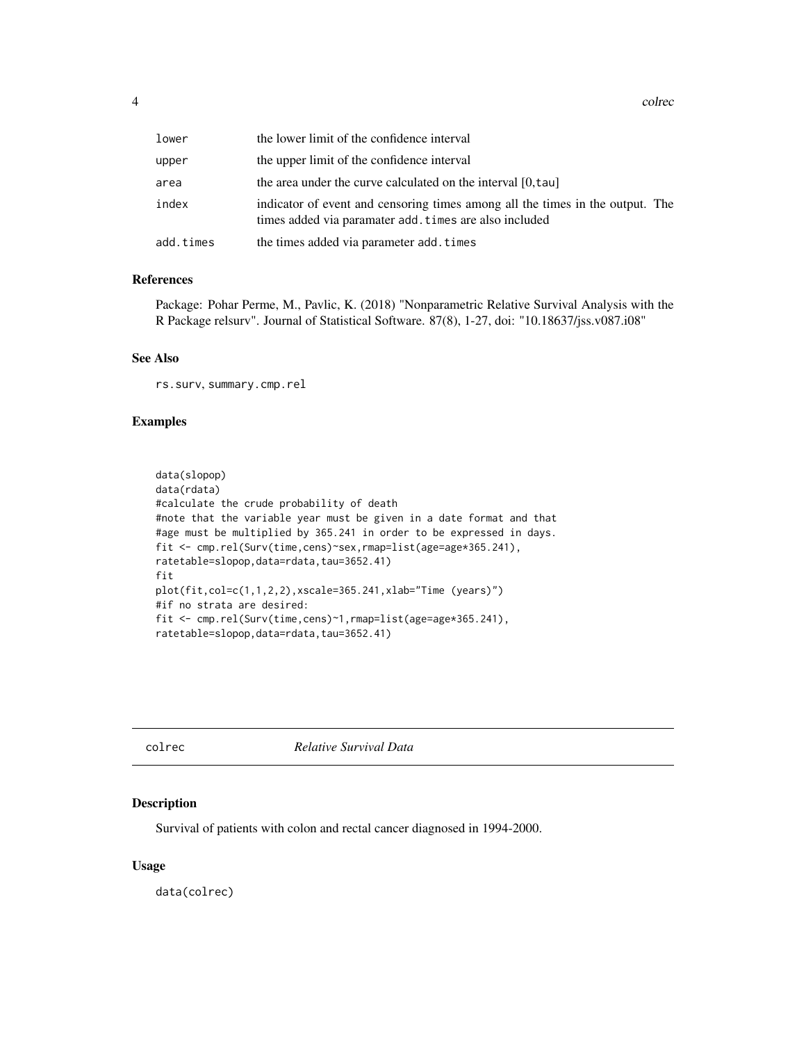| | |
|---|---|
| lower | the lower limit of the confidence interval |
| upper | the upper limit of the confidence interval |
| area | the area under the curve calculated on the interval [0,tau] |
| index | indicator of event and censoring times among all the times in the output. The times added via paramater add.times are also included |
| add.times | the times added via parameter add.times |

### References

Package: Pohar Perme, M., Pavlic, K. (2018) "Nonparametric Relative Survival Analysis with the R Package relsurv". Journal of Statistical Software. 87(8), 1-27, doi: "10.18637/jss.v087.i08"

### See Also

rs.surv, summary.cmp.rel

### Examples

```
data(slopop)
data(rdata)
#calculate the crude probability of death
#note that the variable year must be given in a date format and that
#age must be multiplied by 365.241 in order to be expressed in days.
fit <- cmp.rel(Surv(time,cens)~sex,rmap=list(age=age*365.241),
ratetable=slopop,data=rdata,tau=3652.41)
fit
plot(fit,col=c(1,1,2,2),xscale=365.241,xlab="Time (years)")
#if no strata are desired:
fit <- cmp.rel(Surv(time,cens)~1,rmap=list(age=age*365.241),
ratetable=slopop,data=rdata,tau=3652.41)
```

## colrec *Relative Survival Data*

### Description

Survival of patients with colon and rectal cancer diagnosed in 1994-2000.

### Usage

```
data(colrec)
```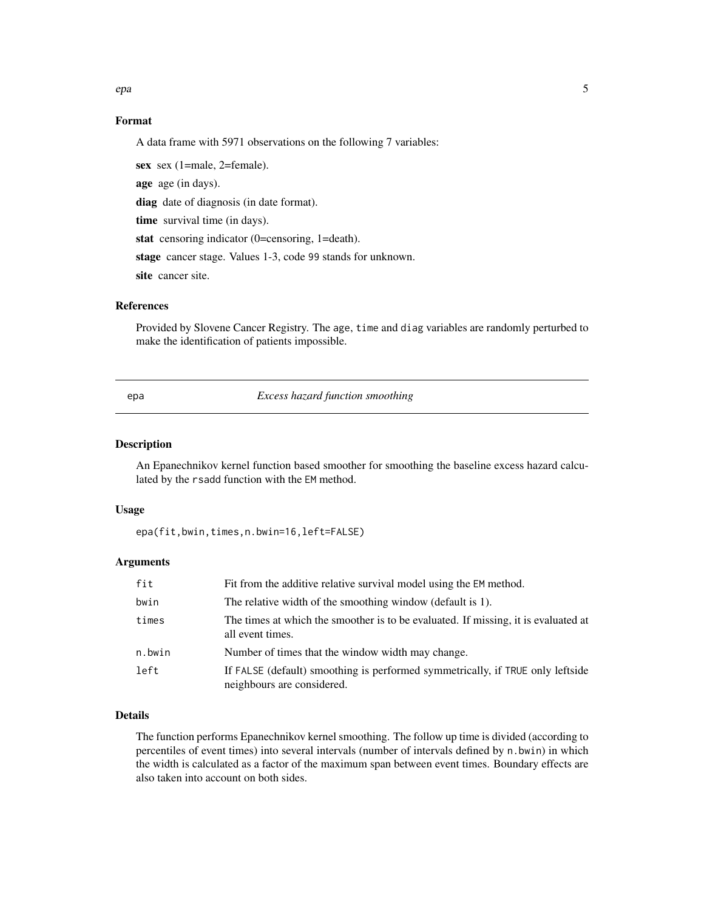## Format

A data frame with 5971 observations on the following 7 variables:

**sex** sex (1=male, 2=female).

**age** age (in days).

**diag** date of diagnosis (in date format).

**time** survival time (in days).

**stat** censoring indicator (0=censoring, 1=death).

**stage** cancer stage. Values 1-3, code 99 stands for unknown.

**site** cancer site.

## References

Provided by Slovene Cancer Registry. The age, time and diag variables are randomly perturbed to make the identification of patients impossible.

---

# epa — *Excess hazard function smoothing*

---

## Description

An Epanechnikov kernel function based smoother for smoothing the baseline excess hazard calculated by the rsadd function with the EM method.

## Usage

```
epa(fit,bwin,times,n.bwin=16,left=FALSE)
```

## Arguments

| | |
|---|---|
| fit | Fit from the additive relative survival model using the EM method. |
| bwin | The relative width of the smoothing window (default is 1). |
| times | The times at which the smoother is to be evaluated. If missing, it is evaluated at all event times. |
| n.bwin | Number of times that the window width may change. |
| left | If FALSE (default) smoothing is performed symmetrically, if TRUE only leftside neighbours are considered. |

## Details

The function performs Epanechnikov kernel smoothing. The follow up time is divided (according to percentiles of event times) into several intervals (number of intervals defined by n.bwin) in which the width is calculated as a factor of the maximum span between event times. Boundary effects are also taken into account on both sides.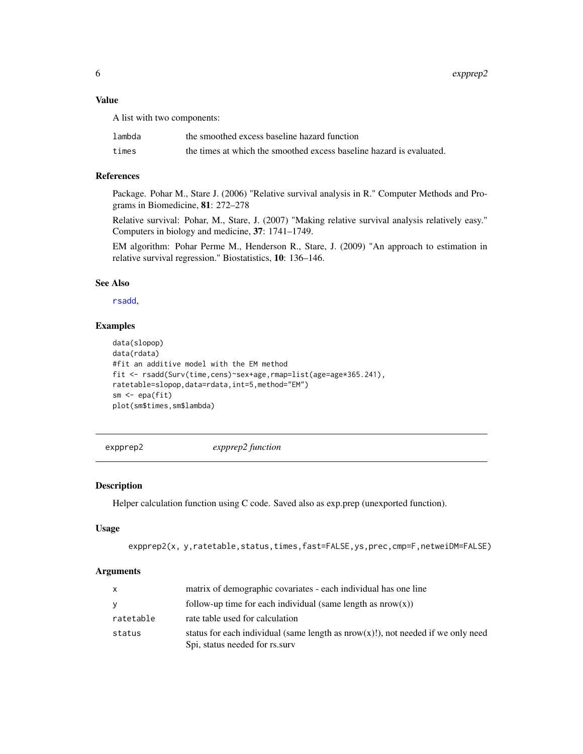### Value

A list with two components:

| | |
|---|---|
| lambda | the smoothed excess baseline hazard function |
| times | the times at which the smoothed excess baseline hazard is evaluated. |

### References

Package. Pohar M., Stare J. (2006) "Relative survival analysis in R." Computer Methods and Programs in Biomedicine, **81**: 272–278

Relative survival: Pohar, M., Stare, J. (2007) "Making relative survival analysis relatively easy." Computers in biology and medicine, **37**: 1741–1749.

EM algorithm: Pohar Perme M., Henderson R., Stare, J. (2009) "An approach to estimation in relative survival regression." Biostatistics, **10**: 136–146.

### See Also

rsadd,

### Examples

```
data(slopop)
data(rdata)
#fit an additive model with the EM method
fit <- rsadd(Surv(time,cens)~sex+age,rmap=list(age=age*365.241),
ratetable=slopop,data=rdata,int=5,method="EM")
sm <- epa(fit)
plot(sm$times,sm$lambda)
```

---

## expprep2 — *expprep2 function*

### Description

Helper calculation function using C code. Saved also as exp.prep (unexported function).

### Usage

```
expprep2(x, y,ratetable,status,times,fast=FALSE,ys,prec,cmp=F,netweiDM=FALSE)
```

### Arguments

| | |
|---|---|
| x | matrix of demographic covariates - each individual has one line |
| y | follow-up time for each individual (same length as nrow(x)) |
| ratetable | rate table used for calculation |
| status | status for each individual (same length as nrow(x)!), not needed if we only need Spi, status needed for rs.surv |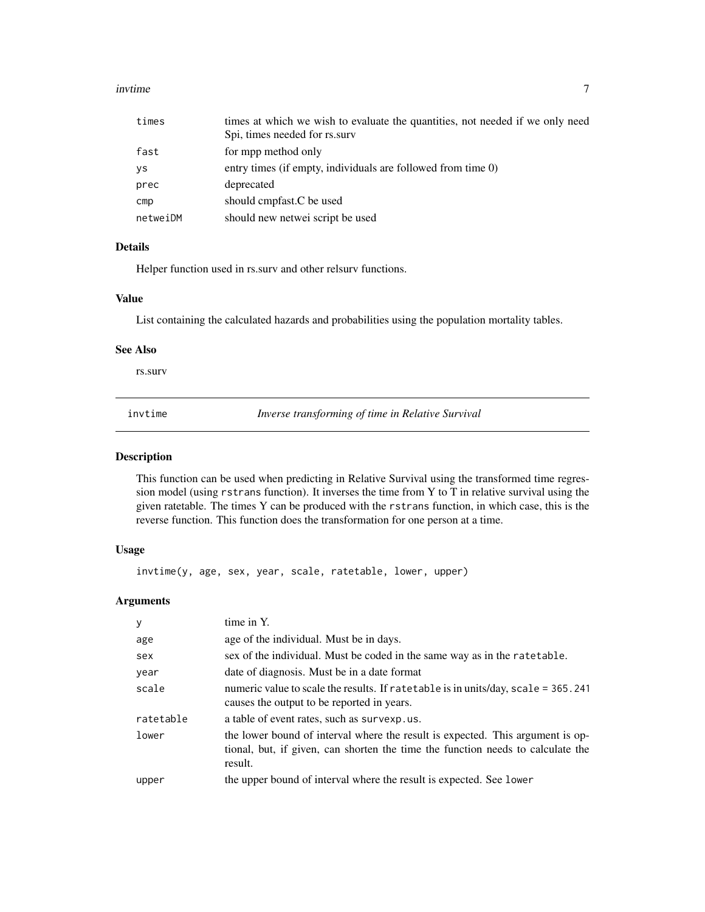| | |
|---|---|
| times | times at which we wish to evaluate the quantities, not needed if we only need Spi, times needed for rs.surv |
| fast | for mpp method only |
| ys | entry times (if empty, individuals are followed from time 0) |
| prec | deprecated |
| cmp | should cmpfast.C be used |
| netweiDM | should new netwei script be used |

### Details

Helper function used in rs.surv and other relsurv functions.

### Value

List containing the calculated hazards and probabilities using the population mortality tables.

### See Also

rs.surv

## invtime — *Inverse transforming of time in Relative Survival*

### Description

This function can be used when predicting in Relative Survival using the transformed time regression model (using `rstrans` function). It inverses the time from Y to T in relative survival using the given ratetable. The times Y can be produced with the `rstrans` function, in which case, this is the reverse function. This function does the transformation for one person at a time.

### Usage

```
invtime(y, age, sex, year, scale, ratetable, lower, upper)
```

### Arguments

| | |
|---|---|
| y | time in Y. |
| age | age of the individual. Must be in days. |
| sex | sex of the individual. Must be coded in the same way as in the `ratetable`. |
| year | date of diagnosis. Must be in a date format |
| scale | numeric value to scale the results. If `ratetable` is in units/day, `scale = 365.241` causes the output to be reported in years. |
| ratetable | a table of event rates, such as `survexp.us`. |
| lower | the lower bound of interval where the result is expected. This argument is optional, but, if given, can shorten the time the function needs to calculate the result. |
| upper | the upper bound of interval where the result is expected. See `lower` |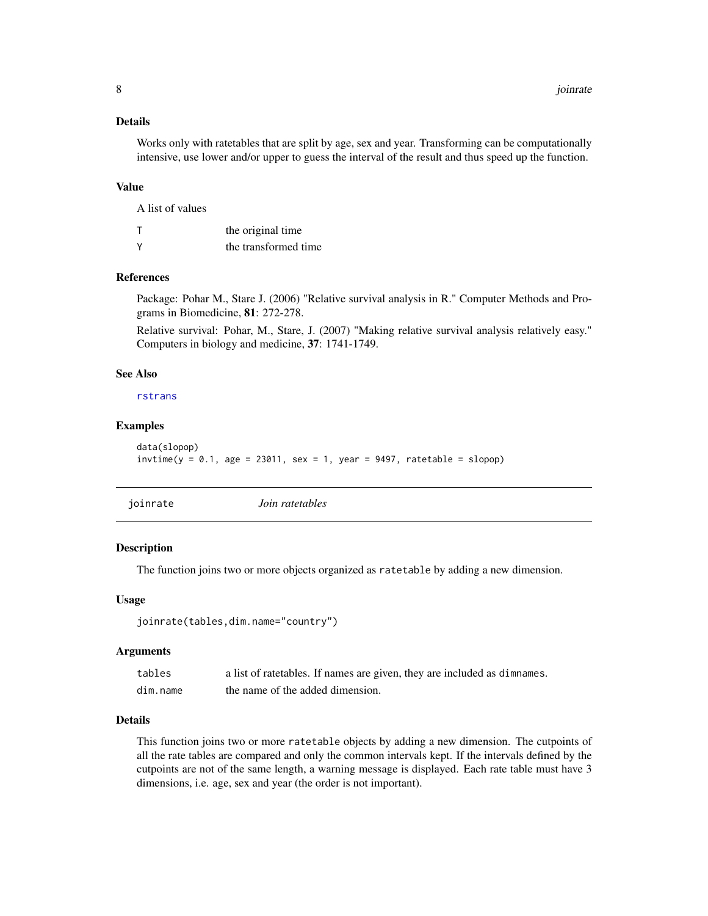### Details

Works only with ratetables that are split by age, sex and year. Transforming can be computationally intensive, use lower and/or upper to guess the interval of the result and thus speed up the function.

### Value

A list of values

| | |
|---|---|
| T | the original time |
| Y | the transformed time |

### References

Package: Pohar M., Stare J. (2006) "Relative survival analysis in R." Computer Methods and Programs in Biomedicine, **81**: 272-278.

Relative survival: Pohar, M., Stare, J. (2007) "Making relative survival analysis relatively easy." Computers in biology and medicine, **37**: 1741-1749.

### See Also

rstrans

### Examples

```
data(slopop)
invtime(y = 0.1, age = 23011, sex = 1, year = 9497, ratetable = slopop)
```

---

## joinrate *Join ratetables*

### Description

The function joins two or more objects organized as `ratetable` by adding a new dimension.

### Usage

```
joinrate(tables,dim.name="country")
```

### Arguments

| | |
|---|---|
| tables | a list of ratetables. If names are given, they are included as `dimnames`. |
| dim.name | the name of the added dimension. |

### Details

This function joins two or more `ratetable` objects by adding a new dimension. The cutpoints of all the rate tables are compared and only the common intervals kept. If the intervals defined by the cutpoints are not of the same length, a warning message is displayed. Each rate table must have 3 dimensions, i.e. age, sex and year (the order is not important).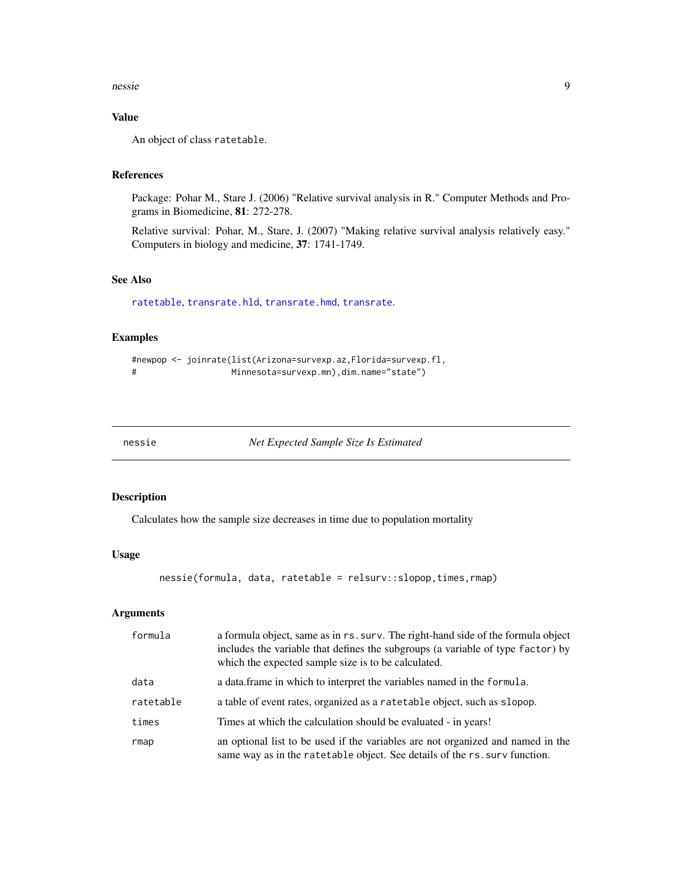### Value

An object of class `ratetable`.

### References

Package: Pohar M., Stare J. (2006) "Relative survival analysis in R." Computer Methods and Programs in Biomedicine, **81**: 272-278.

Relative survival: Pohar, M., Stare, J. (2007) "Making relative survival analysis relatively easy." Computers in biology and medicine, **37**: 1741-1749.

### See Also

`ratetable`, `transrate.hld`, `transrate.hmd`, `transrate`.

### Examples

```
#newpop <- joinrate(list(Arizona=survexp.az,Florida=survexp.fl,
#                  Minnesota=survexp.mn),dim.name="state")
```

---

## nessie — *Net Expected Sample Size Is Estimated*

---

### Description

Calculates how the sample size decreases in time due to population mortality

### Usage

```
nessie(formula, data, ratetable = relsurv::slopop,times,rmap)
```

### Arguments

| Argument | Description |
|---|---|
| `formula` | a formula object, same as in `rs.surv`. The right-hand side of the formula object includes the variable that defines the subgroups (a variable of type `factor`) by which the expected sample size is to be calculated. |
| `data` | a data.frame in which to interpret the variables named in the `formula`. |
| `ratetable` | a table of event rates, organized as a `ratetable` object, such as `slopop`. |
| `times` | Times at which the calculation should be evaluated - in years! |
| `rmap` | an optional list to be used if the variables are not organized and named in the same way as in the `ratetable` object. See details of the `rs.surv` function. |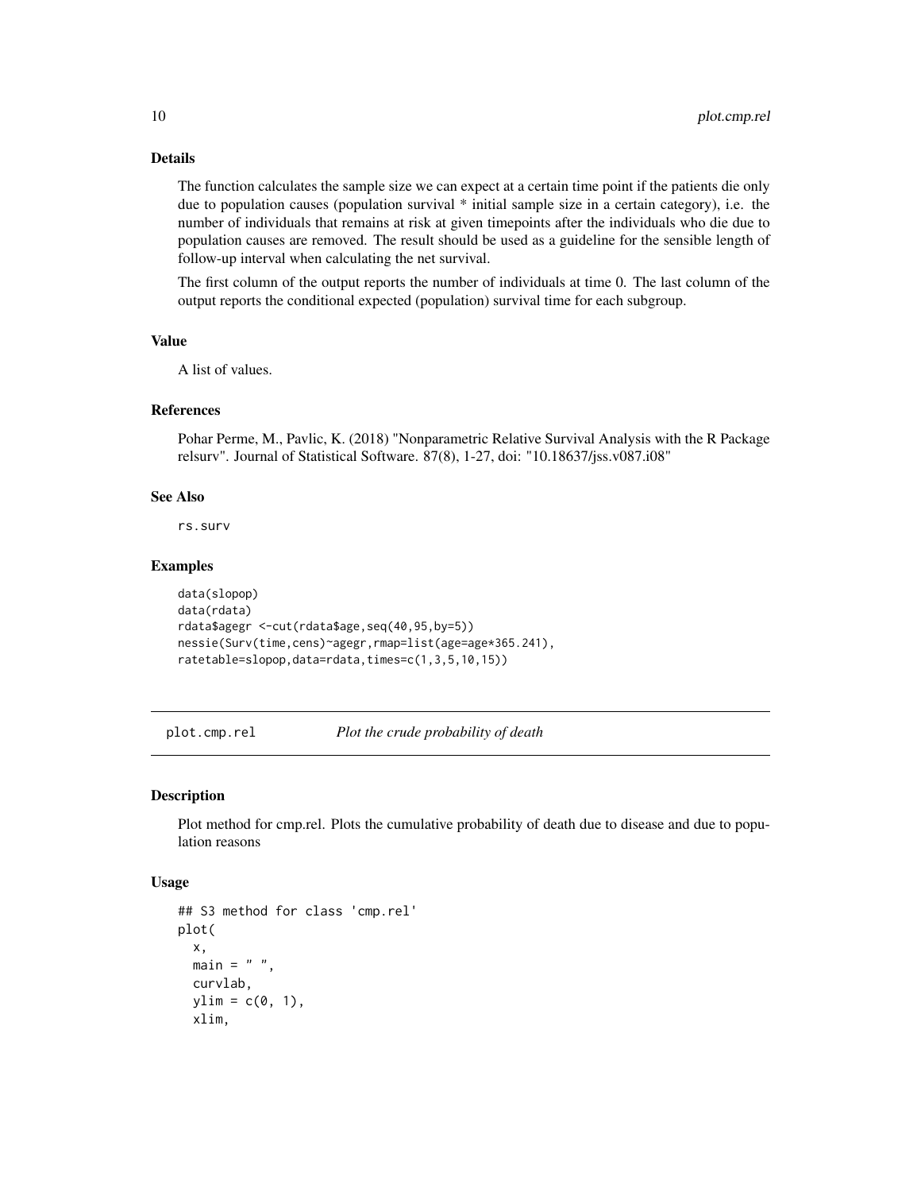### Details

The function calculates the sample size we can expect at a certain time point if the patients die only due to population causes (population survival * initial sample size in a certain category), i.e. the number of individuals that remains at risk at given timepoints after the individuals who die due to population causes are removed. The result should be used as a guideline for the sensible length of follow-up interval when calculating the net survival.

The first column of the output reports the number of individuals at time 0. The last column of the output reports the conditional expected (population) survival time for each subgroup.

### Value

A list of values.

### References

Pohar Perme, M., Pavlic, K. (2018) "Nonparametric Relative Survival Analysis with the R Package relsurv". Journal of Statistical Software. 87(8), 1-27, doi: "10.18637/jss.v087.i08"

### See Also

rs.surv

### Examples

```
data(slopop)
data(rdata)
rdata$agegr <-cut(rdata$age,seq(40,95,by=5))
nessie(Surv(time,cens)~agegr,rmap=list(age=age*365.241),
ratetable=slopop,data=rdata,times=c(1,3,5,10,15))
```

---

## plot.cmp.rel *Plot the crude probability of death*

### Description

Plot method for cmp.rel. Plots the cumulative probability of death due to disease and due to population reasons

### Usage

```
## S3 method for class 'cmp.rel'
plot(
  x,
  main = " ",
  curvlab,
  ylim = c(0, 1),
  xlim,
```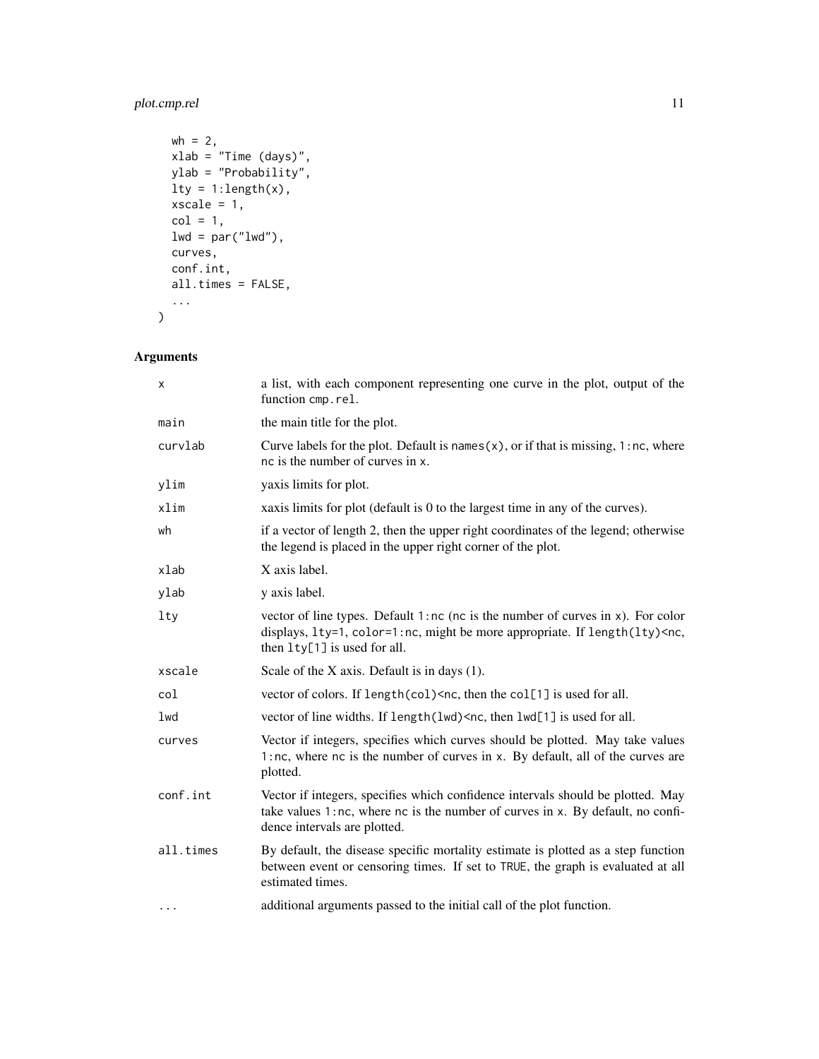```
  wh = 2,
  xlab = "Time (days)",
  ylab = "Probability",
  lty = 1:length(x),
  xscale = 1,
  col = 1,
  lwd = par("lwd"),
  curves,
  conf.int,
  all.times = FALSE,
  ...
)
```

## Arguments

| | |
|---|---|
| x | a list, with each component representing one curve in the plot, output of the function cmp.rel. |
| main | the main title for the plot. |
| curvlab | Curve labels for the plot. Default is names(x), or if that is missing, 1:nc, where nc is the number of curves in x. |
| ylim | yaxis limits for plot. |
| xlim | xaxis limits for plot (default is 0 to the largest time in any of the curves). |
| wh | if a vector of length 2, then the upper right coordinates of the legend; otherwise the legend is placed in the upper right corner of the plot. |
| xlab | X axis label. |
| ylab | y axis label. |
| lty | vector of line types. Default 1:nc (nc is the number of curves in x). For color displays, lty=1, color=1:nc, might be more appropriate. If length(lty)<nc, then lty[1] is used for all. |
| xscale | Scale of the X axis. Default is in days (1). |
| col | vector of colors. If length(col)<nc, then the col[1] is used for all. |
| lwd | vector of line widths. If length(lwd)<nc, then lwd[1] is used for all. |
| curves | Vector if integers, specifies which curves should be plotted. May take values 1:nc, where nc is the number of curves in x. By default, all of the curves are plotted. |
| conf.int | Vector if integers, specifies which confidence intervals should be plotted. May take values 1:nc, where nc is the number of curves in x. By default, no confidence intervals are plotted. |
| all.times | By default, the disease specific mortality estimate is plotted as a step function between event or censoring times. If set to TRUE, the graph is evaluated at all estimated times. |
| ... | additional arguments passed to the initial call of the plot function. |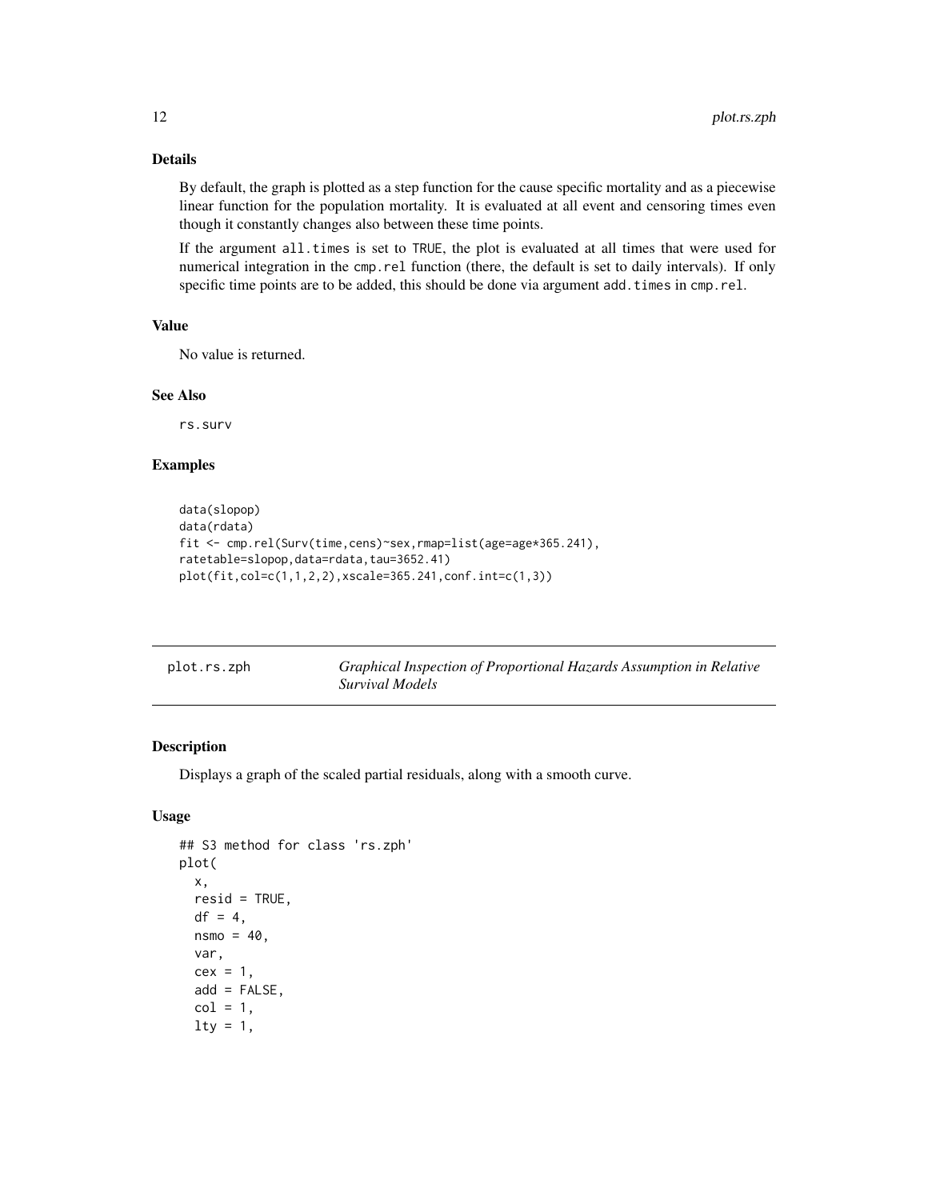### Details

By default, the graph is plotted as a step function for the cause specific mortality and as a piecewise linear function for the population mortality. It is evaluated at all event and censoring times even though it constantly changes also between these time points.

If the argument all.times is set to TRUE, the plot is evaluated at all times that were used for numerical integration in the cmp.rel function (there, the default is set to daily intervals). If only specific time points are to be added, this should be done via argument add.times in cmp.rel.

### Value

No value is returned.

### See Also

rs.surv

### Examples

```
data(slopop)
data(rdata)
fit <- cmp.rel(Surv(time,cens)~sex,rmap=list(age=age*365.241),
ratetable=slopop,data=rdata,tau=3652.41)
plot(fit,col=c(1,1,2,2),xscale=365.241,conf.int=c(1,3))
```

---

## plot.rs.zph — *Graphical Inspection of Proportional Hazards Assumption in Relative Survival Models*

### Description

Displays a graph of the scaled partial residuals, along with a smooth curve.

### Usage

```
## S3 method for class 'rs.zph'
plot(
  x,
  resid = TRUE,
  df = 4,
  nsmo = 40,
  var,
  cex = 1,
  add = FALSE,
  col = 1,
  lty = 1,
```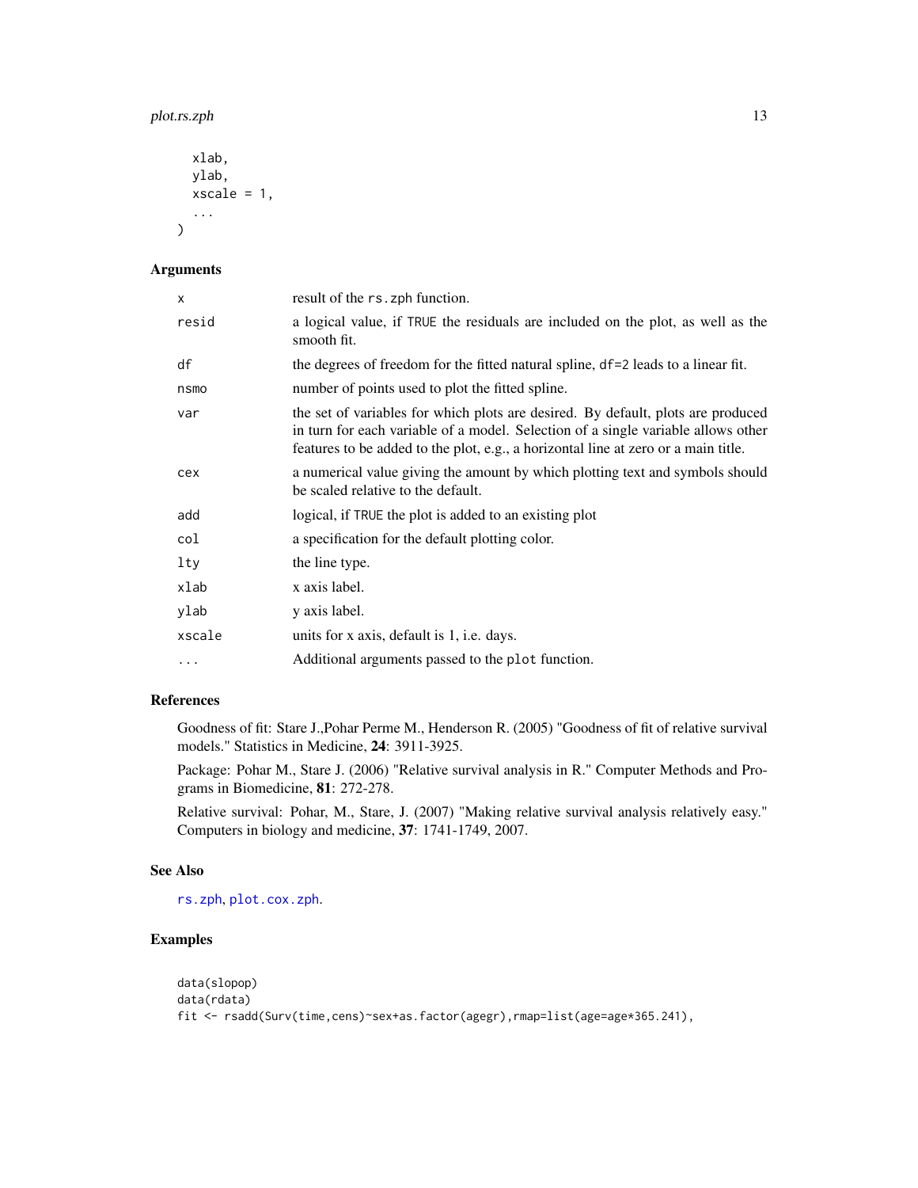```
  xlab,
  ylab,
  xscale = 1,
  ...
)
```

## Arguments

| | |
|---|---|
| `x` | result of the `rs.zph` function. |
| `resid` | a logical value, if `TRUE` the residuals are included on the plot, as well as the smooth fit. |
| `df` | the degrees of freedom for the fitted natural spline, `df=2` leads to a linear fit. |
| `nsmo` | number of points used to plot the fitted spline. |
| `var` | the set of variables for which plots are desired. By default, plots are produced in turn for each variable of a model. Selection of a single variable allows other features to be added to the plot, e.g., a horizontal line at zero or a main title. |
| `cex` | a numerical value giving the amount by which plotting text and symbols should be scaled relative to the default. |
| `add` | logical, if `TRUE` the plot is added to an existing plot |
| `col` | a specification for the default plotting color. |
| `lty` | the line type. |
| `xlab` | x axis label. |
| `ylab` | y axis label. |
| `xscale` | units for x axis, default is 1, i.e. days. |
| `...` | Additional arguments passed to the `plot` function. |

## References

Goodness of fit: Stare J.,Pohar Perme M., Henderson R. (2005) "Goodness of fit of relative survival models." Statistics in Medicine, **24**: 3911-3925.

Package: Pohar M., Stare J. (2006) "Relative survival analysis in R." Computer Methods and Programs in Biomedicine, **81**: 272-278.

Relative survival: Pohar, M., Stare, J. (2007) "Making relative survival analysis relatively easy." Computers in biology and medicine, **37**: 1741-1749, 2007.

## See Also

`rs.zph`, `plot.cox.zph`.

## Examples

```
data(slopop)
data(rdata)
fit <- rsadd(Surv(time,cens)~sex+as.factor(agegr),rmap=list(age=age*365.241),
```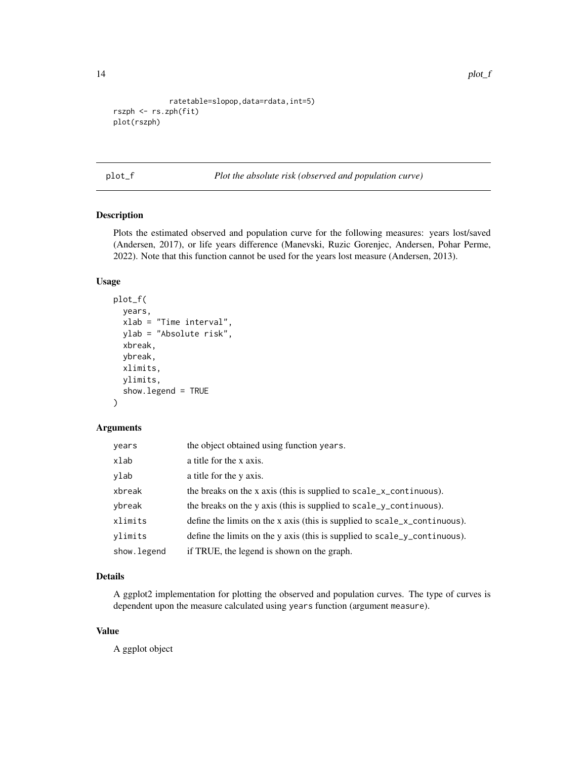```
            ratetable=slopop,data=rdata,int=5)
rszph <- rs.zph(fit)
plot(rszph)
```

## plot_f  *Plot the absolute risk (observed and population curve)*

### Description

Plots the estimated observed and population curve for the following measures: years lost/saved (Andersen, 2017), or life years difference (Manevski, Ruzic Gorenjec, Andersen, Pohar Perme, 2022). Note that this function cannot be used for the years lost measure (Andersen, 2013).

### Usage

```
plot_f(
  years,
  xlab = "Time interval",
  ylab = "Absolute risk",
  xbreak,
  ybreak,
  xlimits,
  ylimits,
  show.legend = TRUE
)
```

### Arguments

| | |
|---|---|
| `years` | the object obtained using function `years`. |
| `xlab` | a title for the x axis. |
| `ylab` | a title for the y axis. |
| `xbreak` | the breaks on the x axis (this is supplied to `scale_x_continuous`). |
| `ybreak` | the breaks on the y axis (this is supplied to `scale_y_continuous`). |
| `xlimits` | define the limits on the x axis (this is supplied to `scale_x_continuous`). |
| `ylimits` | define the limits on the y axis (this is supplied to `scale_y_continuous`). |
| `show.legend` | if TRUE, the legend is shown on the graph. |

### Details

A ggplot2 implementation for plotting the observed and population curves. The type of curves is dependent upon the measure calculated using `years` function (argument `measure`).

### Value

A ggplot object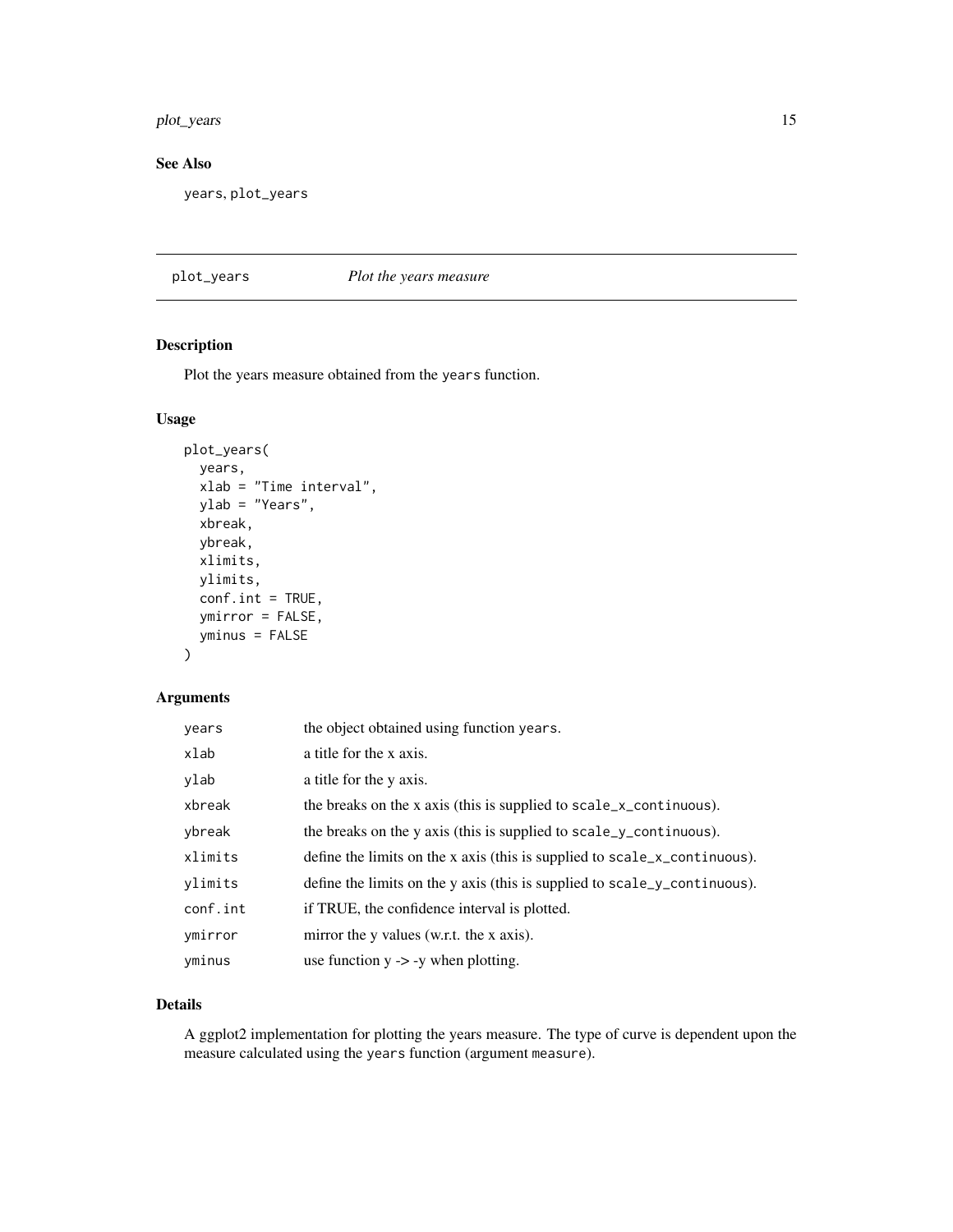## See Also

years, plot_years

## plot_years — *Plot the years measure*

### Description

Plot the years measure obtained from the years function.

### Usage

```
plot_years(
  years,
  xlab = "Time interval",
  ylab = "Years",
  xbreak,
  ybreak,
  xlimits,
  ylimits,
  conf.int = TRUE,
  ymirror = FALSE,
  yminus = FALSE
)
```

### Arguments

| Argument | Description |
|---|---|
| years | the object obtained using function years. |
| xlab | a title for the x axis. |
| ylab | a title for the y axis. |
| xbreak | the breaks on the x axis (this is supplied to scale_x_continuous). |
| ybreak | the breaks on the y axis (this is supplied to scale_y_continuous). |
| xlimits | define the limits on the x axis (this is supplied to scale_x_continuous). |
| ylimits | define the limits on the y axis (this is supplied to scale_y_continuous). |
| conf.int | if TRUE, the confidence interval is plotted. |
| ymirror | mirror the y values (w.r.t. the x axis). |
| yminus | use function y -> -y when plotting. |

### Details

A ggplot2 implementation for plotting the years measure. The type of curve is dependent upon the measure calculated using the years function (argument measure).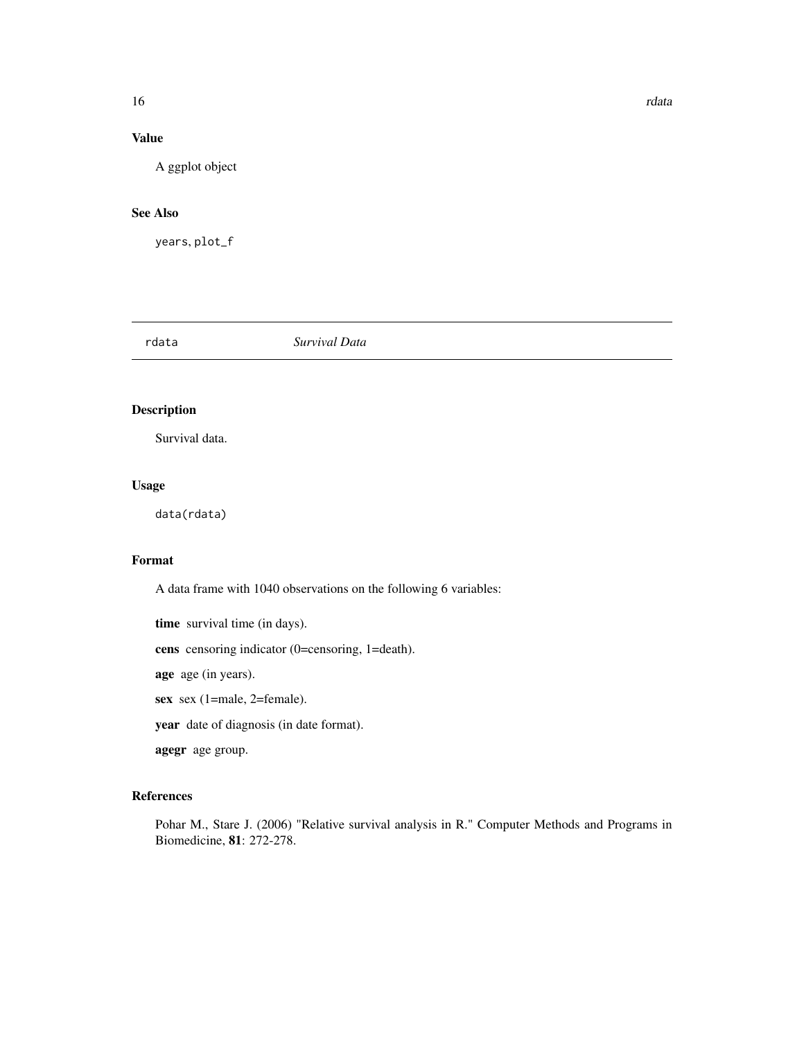## Value

A ggplot object

## See Also

`years`, `plot_f`

---

`rdata` *Survival Data*

---

## Description

Survival data.

## Usage

```
data(rdata)
```

## Format

A data frame with 1040 observations on the following 6 variables:

**time** survival time (in days).

**cens** censoring indicator (0=censoring, 1=death).

**age** age (in years).

**sex** sex (1=male, 2=female).

**year** date of diagnosis (in date format).

**agegr** age group.

## References

Pohar M., Stare J. (2006) "Relative survival analysis in R." Computer Methods and Programs in Biomedicine, **81**: 272-278.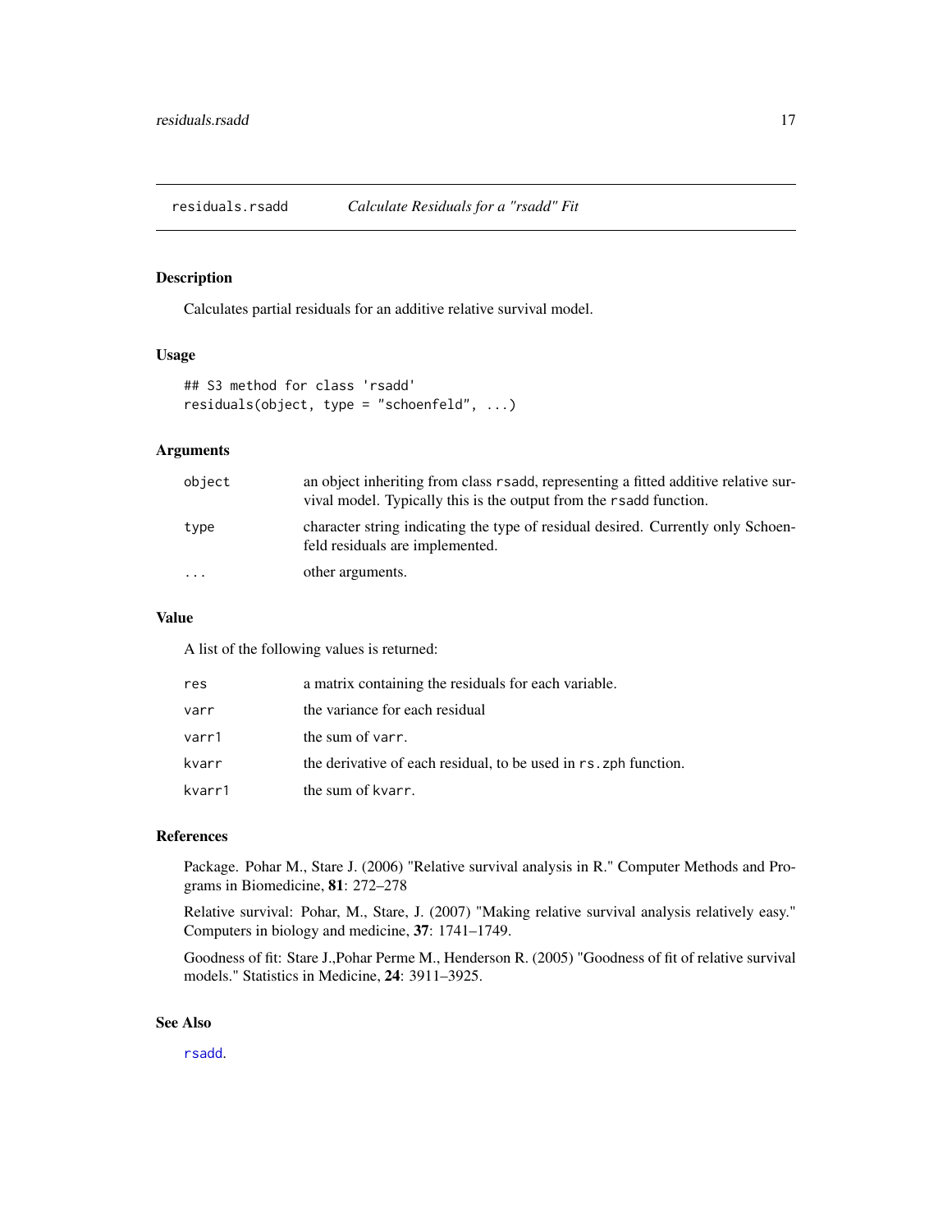## residuals.rsadd — *Calculate Residuals for a "rsadd" Fit*

### Description

Calculates partial residuals for an additive relative survival model.

### Usage

```
## S3 method for class 'rsadd'
residuals(object, type = "schoenfeld", ...)
```

### Arguments

| | |
|---|---|
| `object` | an object inheriting from class `rsadd`, representing a fitted additive relative survival model. Typically this is the output from the `rsadd` function. |
| `type` | character string indicating the type of residual desired. Currently only Schoenfeld residuals are implemented. |
| `...` | other arguments. |

### Value

A list of the following values is returned:

| | |
|---|---|
| `res` | a matrix containing the residuals for each variable. |
| `varr` | the variance for each residual |
| `varr1` | the sum of `varr`. |
| `kvarr` | the derivative of each residual, to be used in `rs.zph` function. |
| `kvarr1` | the sum of `kvarr`. |

### References

Package. Pohar M., Stare J. (2006) "Relative survival analysis in R." Computer Methods and Programs in Biomedicine, **81**: 272–278

Relative survival: Pohar, M., Stare, J. (2007) "Making relative survival analysis relatively easy." Computers in biology and medicine, **37**: 1741–1749.

Goodness of fit: Stare J.,Pohar Perme M., Henderson R. (2005) "Goodness of fit of relative survival models." Statistics in Medicine, **24**: 3911–3925.

### See Also

`rsadd`.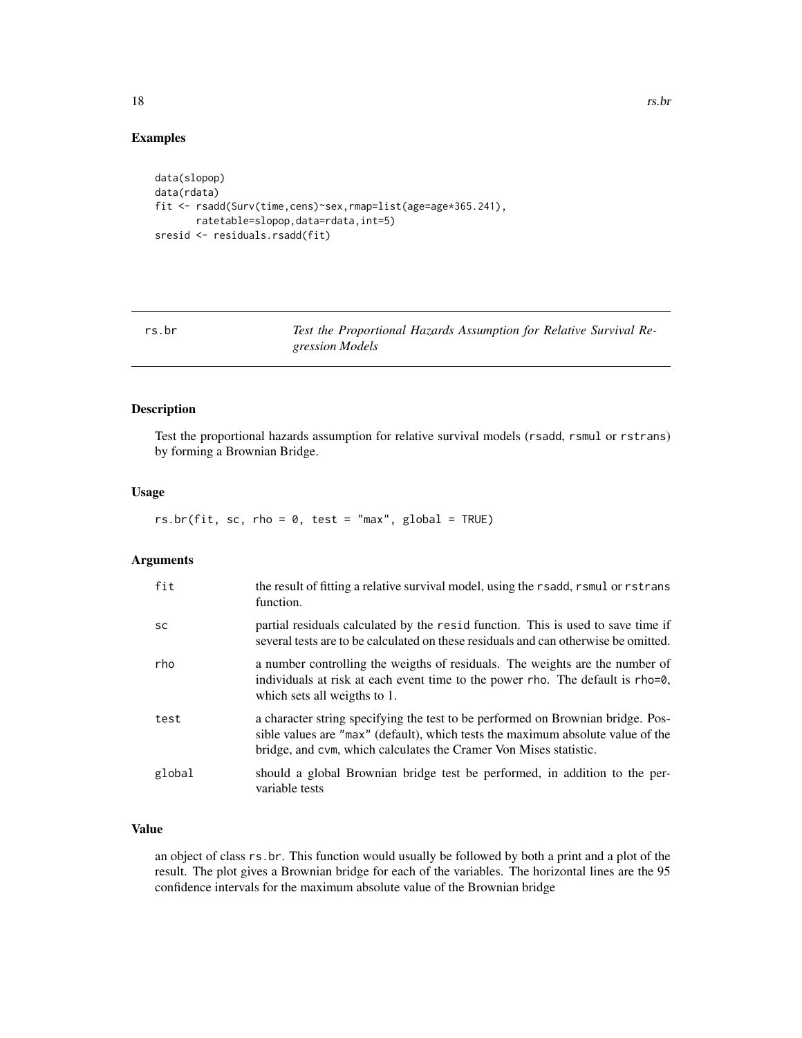## Examples

```
data(slopop)
data(rdata)
fit <- rsadd(Surv(time,cens)~sex,rmap=list(age=age*365.241),
       ratetable=slopop,data=rdata,int=5)
sresid <- residuals.rsadd(fit)
```

---

# rs.br — *Test the Proportional Hazards Assumption for Relative Survival Regression Models*

## Description

Test the proportional hazards assumption for relative survival models (rsadd, rsmul or rstrans) by forming a Brownian Bridge.

## Usage

```
rs.br(fit, sc, rho = 0, test = "max", global = TRUE)
```

## Arguments

| | |
|---|---|
| fit | the result of fitting a relative survival model, using the rsadd, rsmul or rstrans function. |
| sc | partial residuals calculated by the resid function. This is used to save time if several tests are to be calculated on these residuals and can otherwise be omitted. |
| rho | a number controlling the weigths of residuals. The weights are the number of individuals at risk at each event time to the power rho. The default is rho=0, which sets all weigths to 1. |
| test | a character string specifying the test to be performed on Brownian bridge. Possible values are "max" (default), which tests the maximum absolute value of the bridge, and cvm, which calculates the Cramer Von Mises statistic. |
| global | should a global Brownian bridge test be performed, in addition to the per-variable tests |

## Value

an object of class rs.br. This function would usually be followed by both a print and a plot of the result. The plot gives a Brownian bridge for each of the variables. The horizontal lines are the 95 confidence intervals for the maximum absolute value of the Brownian bridge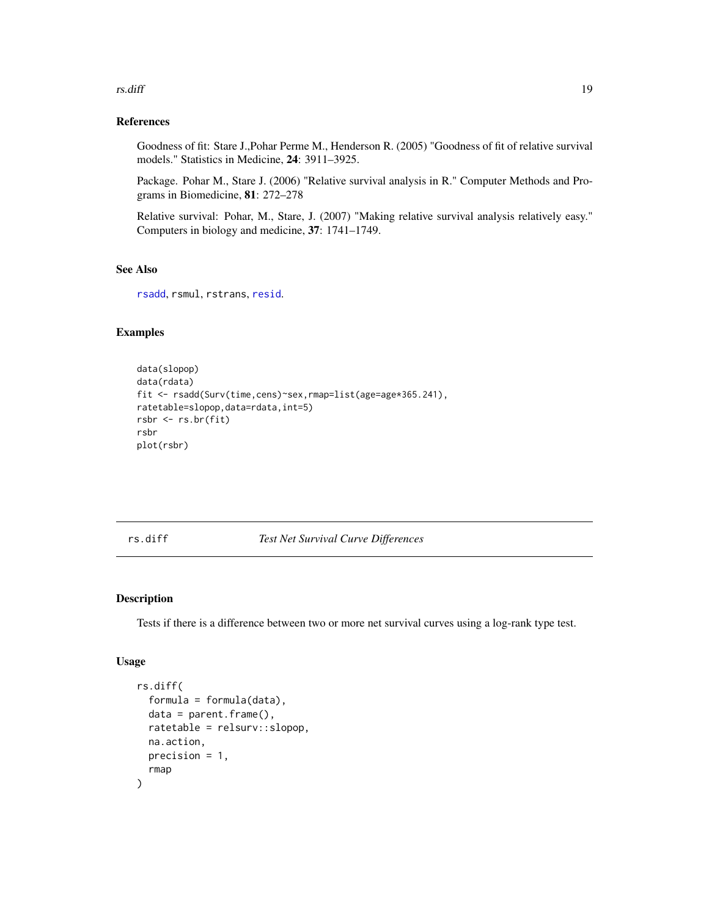### References

Goodness of fit: Stare J.,Pohar Perme M., Henderson R. (2005) "Goodness of fit of relative survival models." Statistics in Medicine, **24**: 3911–3925.

Package. Pohar M., Stare J. (2006) "Relative survival analysis in R." Computer Methods and Programs in Biomedicine, **81**: 272–278

Relative survival: Pohar, M., Stare, J. (2007) "Making relative survival analysis relatively easy." Computers in biology and medicine, **37**: 1741–1749.

### See Also

`rsadd`, `rsmul`, `rstrans`, `resid`.

### Examples

```
data(slopop)
data(rdata)
fit <- rsadd(Surv(time,cens)~sex,rmap=list(age=age*365.241),
ratetable=slopop,data=rdata,int=5)
rsbr <- rs.br(fit)
rsbr
plot(rsbr)
```

---

## rs.diff — *Test Net Survival Curve Differences*

### Description

Tests if there is a difference between two or more net survival curves using a log-rank type test.

### Usage

```
rs.diff(
  formula = formula(data),
  data = parent.frame(),
  ratetable = relsurv::slopop,
  na.action,
  precision = 1,
  rmap
)
```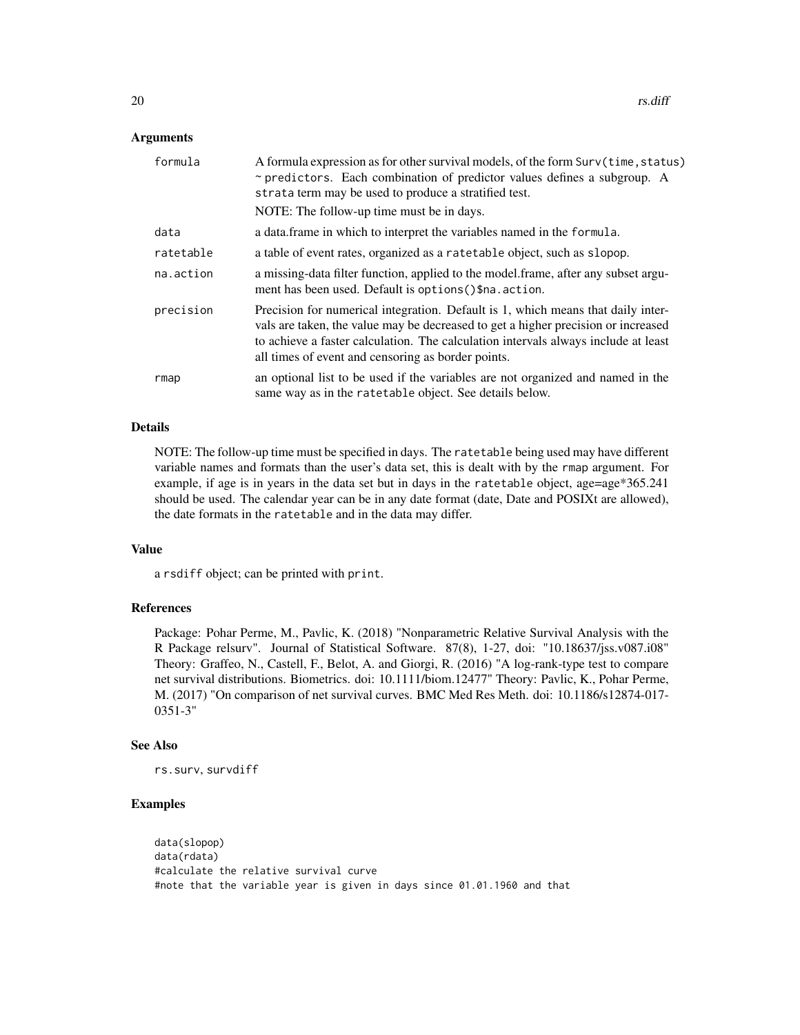### Arguments

| | |
|---|---|
| formula | A formula expression as for other survival models, of the form `Surv(time,status) ~ predictors`. Each combination of predictor values defines a subgroup. A `strata` term may be used to produce a stratified test. NOTE: The follow-up time must be in days. |
| data | a data.frame in which to interpret the variables named in the `formula`. |
| ratetable | a table of event rates, organized as a `ratetable` object, such as `slopop`. |
| na.action | a missing-data filter function, applied to the model.frame, after any subset argument has been used. Default is `options()$na.action`. |
| precision | Precision for numerical integration. Default is 1, which means that daily intervals are taken, the value may be decreased to get a higher precision or increased to achieve a faster calculation. The calculation intervals always include at least all times of event and censoring as border points. |
| rmap | an optional list to be used if the variables are not organized and named in the same way as in the `ratetable` object. See details below. |

### Details

NOTE: The follow-up time must be specified in days. The `ratetable` being used may have different variable names and formats than the user's data set, this is dealt with by the `rmap` argument. For example, if age is in years in the data set but in days in the `ratetable` object, age=age*365.241 should be used. The calendar year can be in any date format (date, Date and POSIXt are allowed), the date formats in the `ratetable` and in the data may differ.

### Value

a `rsdiff` object; can be printed with `print`.

### References

Package: Pohar Perme, M., Pavlic, K. (2018) "Nonparametric Relative Survival Analysis with the R Package relsurv". Journal of Statistical Software. 87(8), 1-27, doi: "10.18637/jss.v087.i08" Theory: Graffeo, N., Castell, F., Belot, A. and Giorgi, R. (2016) "A log-rank-type test to compare net survival distributions. Biometrics. doi: 10.1111/biom.12477" Theory: Pavlic, K., Pohar Perme, M. (2017) "On comparison of net survival curves. BMC Med Res Meth. doi: 10.1186/s12874-017-0351-3"

### See Also

`rs.surv`, `survdiff`

### Examples

```
data(slopop)
data(rdata)
#calculate the relative survival curve
#note that the variable year is given in days since 01.01.1960 and that
```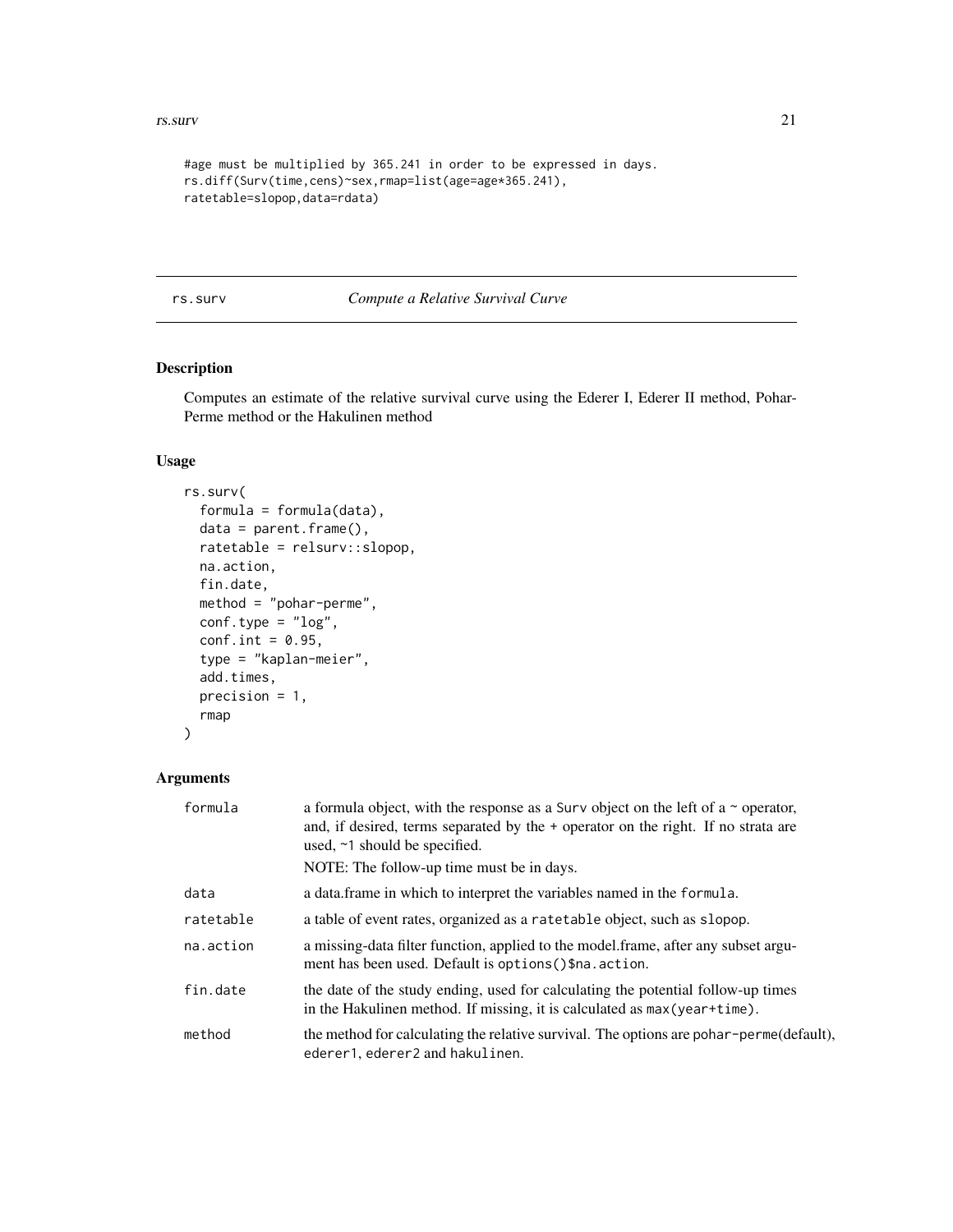```
#age must be multiplied by 365.241 in order to be expressed in days.
rs.diff(Surv(time,cens)~sex,rmap=list(age=age*365.241),
ratetable=slopop,data=rdata)
```

## rs.surv — *Compute a Relative Survival Curve*

### Description

Computes an estimate of the relative survival curve using the Ederer I, Ederer II method, Pohar-Perme method or the Hakulinen method

### Usage

```
rs.surv(
  formula = formula(data),
  data = parent.frame(),
  ratetable = relsurv::slopop,
  na.action,
  fin.date,
  method = "pohar-perme",
  conf.type = "log",
  conf.int = 0.95,
  type = "kaplan-meier",
  add.times,
  precision = 1,
  rmap
)
```

### Arguments

| | |
|---|---|
| formula | a formula object, with the response as a Surv object on the left of a ~ operator, and, if desired, terms separated by the + operator on the right. If no strata are used, ~1 should be specified. NOTE: The follow-up time must be in days. |
| data | a data.frame in which to interpret the variables named in the formula. |
| ratetable | a table of event rates, organized as a ratetable object, such as slopop. |
| na.action | a missing-data filter function, applied to the model.frame, after any subset argument has been used. Default is options()$na.action. |
| fin.date | the date of the study ending, used for calculating the potential follow-up times in the Hakulinen method. If missing, it is calculated as max(year+time). |
| method | the method for calculating the relative survival. The options are pohar-perme(default), ederer1, ederer2 and hakulinen. |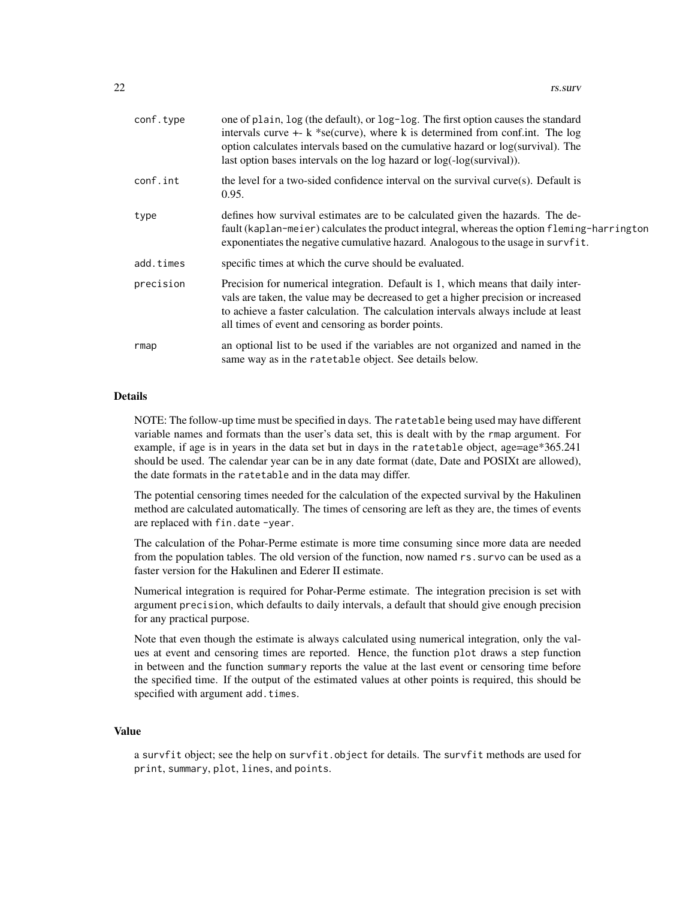| | |
|---|---|
| conf.type | one of plain, log (the default), or log-log. The first option causes the standard intervals curve +- k *se(curve), where k is determined from conf.int. The log option calculates intervals based on the cumulative hazard or log(survival). The last option bases intervals on the log hazard or log(-log(survival)). |
| conf.int | the level for a two-sided confidence interval on the survival curve(s). Default is 0.95. |
| type | defines how survival estimates are to be calculated given the hazards. The default (kaplan-meier) calculates the product integral, whereas the option fleming-harrington exponentiates the negative cumulative hazard. Analogous to the usage in survfit. |
| add.times | specific times at which the curve should be evaluated. |
| precision | Precision for numerical integration. Default is 1, which means that daily intervals are taken, the value may be decreased to get a higher precision or increased to achieve a faster calculation. The calculation intervals always include at least all times of event and censoring as border points. |
| rmap | an optional list to be used if the variables are not organized and named in the same way as in the ratetable object. See details below. |

## Details

NOTE: The follow-up time must be specified in days. The ratetable being used may have different variable names and formats than the user's data set, this is dealt with by the rmap argument. For example, if age is in years in the data set but in days in the ratetable object, age=age*365.241 should be used. The calendar year can be in any date format (date, Date and POSIXt are allowed), the date formats in the ratetable and in the data may differ.

The potential censoring times needed for the calculation of the expected survival by the Hakulinen method are calculated automatically. The times of censoring are left as they are, the times of events are replaced with fin.date -year.

The calculation of the Pohar-Perme estimate is more time consuming since more data are needed from the population tables. The old version of the function, now named rs.survo can be used as a faster version for the Hakulinen and Ederer II estimate.

Numerical integration is required for Pohar-Perme estimate. The integration precision is set with argument precision, which defaults to daily intervals, a default that should give enough precision for any practical purpose.

Note that even though the estimate is always calculated using numerical integration, only the values at event and censoring times are reported. Hence, the function plot draws a step function in between and the function summary reports the value at the last event or censoring time before the specified time. If the output of the estimated values at other points is required, this should be specified with argument add.times.

## Value

a survfit object; see the help on survfit.object for details. The survfit methods are used for print, summary, plot, lines, and points.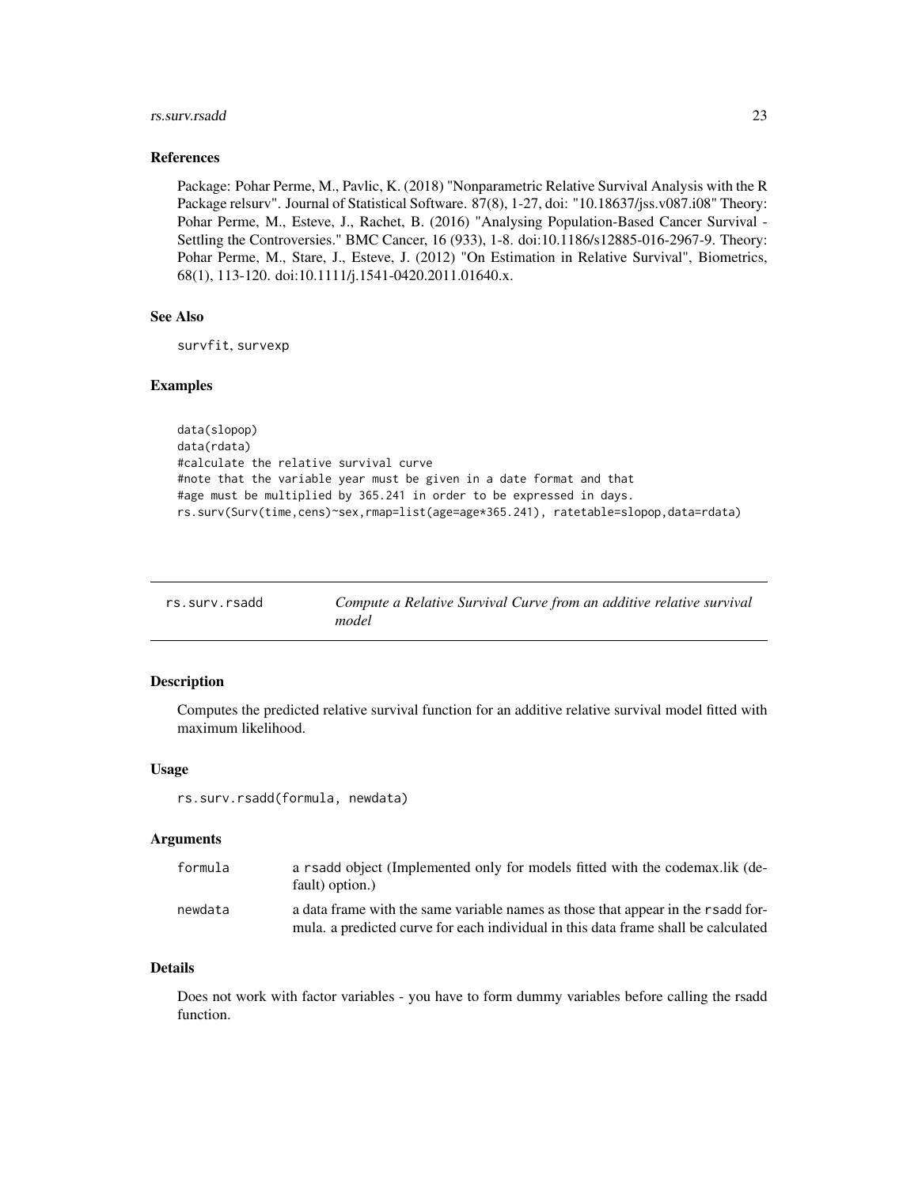### References

Package: Pohar Perme, M., Pavlic, K. (2018) "Nonparametric Relative Survival Analysis with the R Package relsurv". Journal of Statistical Software. 87(8), 1-27, doi: "10.18637/jss.v087.i08" Theory: Pohar Perme, M., Esteve, J., Rachet, B. (2016) "Analysing Population-Based Cancer Survival - Settling the Controversies." BMC Cancer, 16 (933), 1-8. doi:10.1186/s12885-016-2967-9. Theory: Pohar Perme, M., Stare, J., Esteve, J. (2012) "On Estimation in Relative Survival", Biometrics, 68(1), 113-120. doi:10.1111/j.1541-0420.2011.01640.x.

### See Also

survfit, survexp

### Examples

```
data(slopop)
data(rdata)
#calculate the relative survival curve
#note that the variable year must be given in a date format and that
#age must be multiplied by 365.241 in order to be expressed in days.
rs.surv(Surv(time,cens)~sex,rmap=list(age=age*365.241), ratetable=slopop,data=rdata)
```

---

## rs.surv.rsadd — *Compute a Relative Survival Curve from an additive relative survival model*

### Description

Computes the predicted relative survival function for an additive relative survival model fitted with maximum likelihood.

### Usage

```
rs.surv.rsadd(formula, newdata)
```

### Arguments

| | |
|---|---|
| formula | a rsadd object (Implemented only for models fitted with the codemax.lik (default) option.) |
| newdata | a data frame with the same variable names as those that appear in the rsadd formula. a predicted curve for each individual in this data frame shall be calculated |

### Details

Does not work with factor variables - you have to form dummy variables before calling the rsadd function.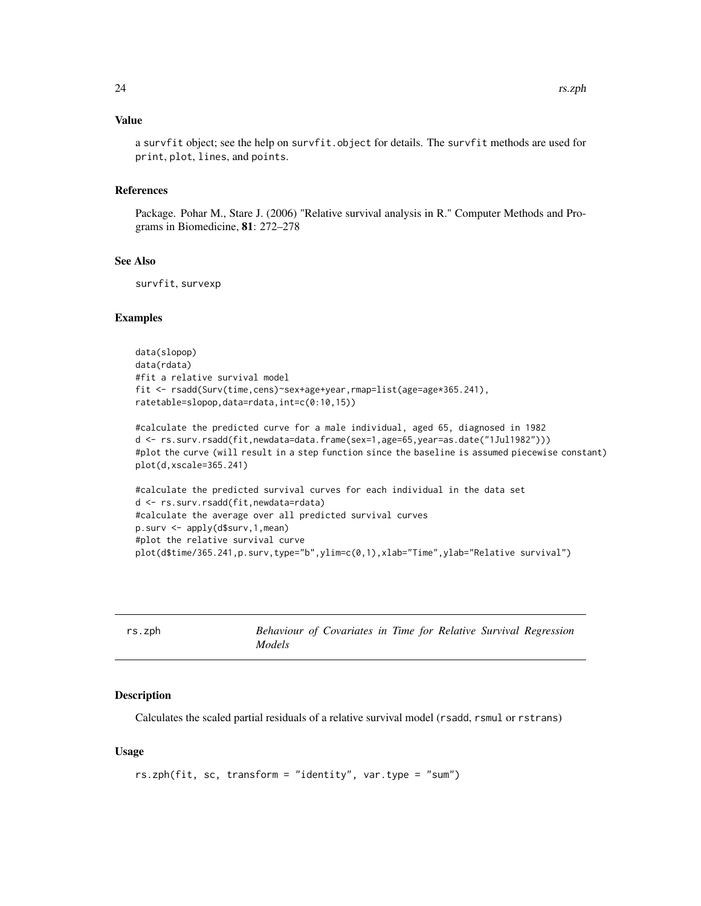### Value

a `survfit` object; see the help on `survfit.object` for details. The `survfit` methods are used for `print`, `plot`, `lines`, and `points`.

### References

Package. Pohar M., Stare J. (2006) "Relative survival analysis in R." Computer Methods and Programs in Biomedicine, **81**: 272–278

### See Also

`survfit`, `survexp`

### Examples

```
data(slopop)
data(rdata)
#fit a relative survival model
fit <- rsadd(Surv(time,cens)~sex+age+year,rmap=list(age=age*365.241),
ratetable=slopop,data=rdata,int=c(0:10,15))

#calculate the predicted curve for a male individual, aged 65, diagnosed in 1982
d <- rs.surv.rsadd(fit,newdata=data.frame(sex=1,age=65,year=as.date("1Jul1982")))
#plot the curve (will result in a step function since the baseline is assumed piecewise constant)
plot(d,xscale=365.241)

#calculate the predicted survival curves for each individual in the data set
d <- rs.surv.rsadd(fit,newdata=rdata)
#calculate the average over all predicted survival curves
p.surv <- apply(d$surv,1,mean)
#plot the relative survival curve
plot(d$time/365.241,p.surv,type="b",ylim=c(0,1),xlab="Time",ylab="Relative survival")
```

---

## rs.zph — *Behaviour of Covariates in Time for Relative Survival Regression Models*

---

### Description

Calculates the scaled partial residuals of a relative survival model (`rsadd`, `rsmul` or `rstrans`)

### Usage

```
rs.zph(fit, sc, transform = "identity", var.type = "sum")
```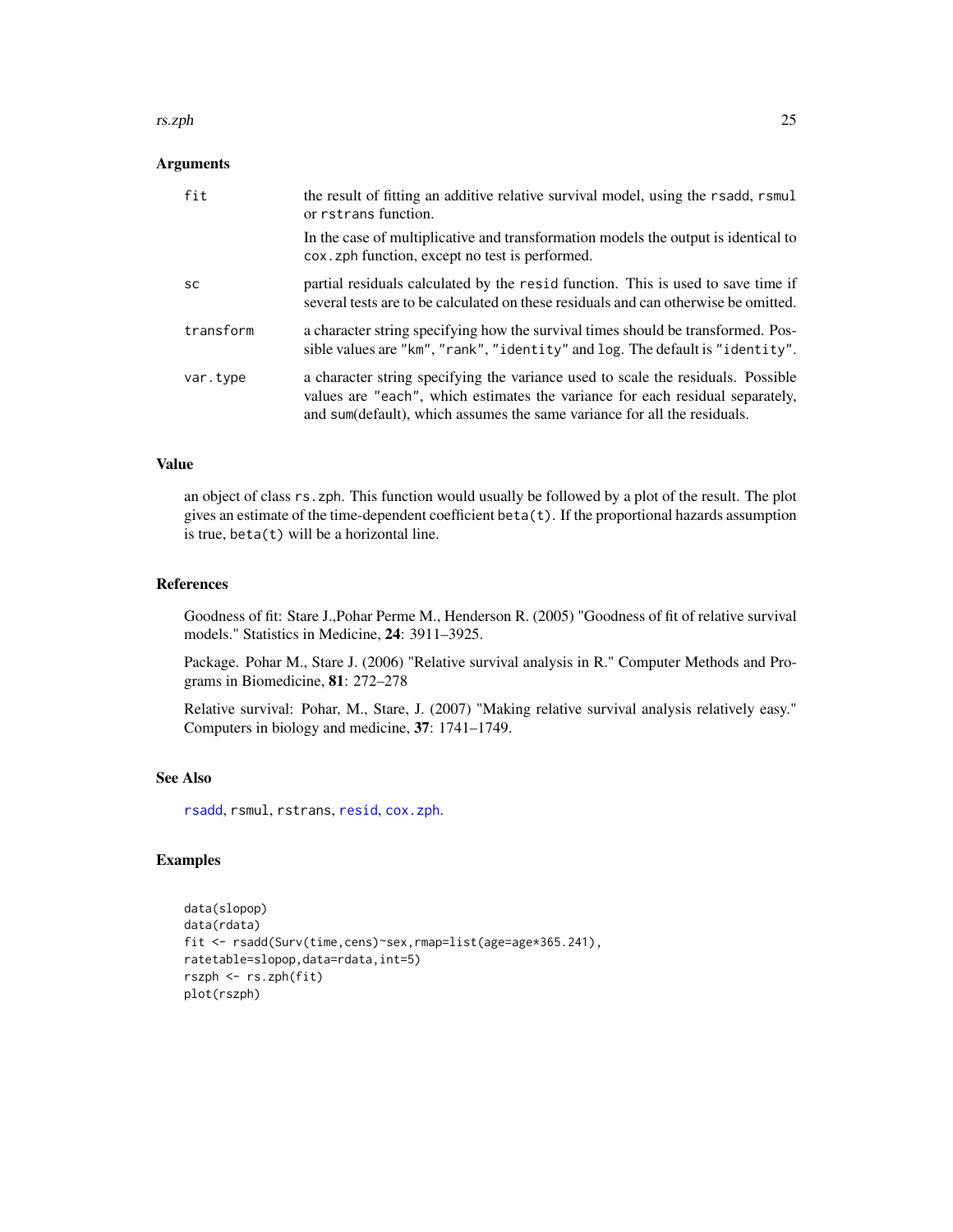### Arguments

| | |
|---|---|
| `fit` | the result of fitting an additive relative survival model, using the `rsadd`, `rsmul` or `rstrans` function. In the case of multiplicative and transformation models the output is identical to `cox.zph` function, except no test is performed. |
| `sc` | partial residuals calculated by the `resid` function. This is used to save time if several tests are to be calculated on these residuals and can otherwise be omitted. |
| `transform` | a character string specifying how the survival times should be transformed. Possible values are `"km"`, `"rank"`, `"identity"` and `log`. The default is `"identity"`. |
| `var.type` | a character string specifying the variance used to scale the residuals. Possible values are `"each"`, which estimates the variance for each residual separately, and `sum`(default), which assumes the same variance for all the residuals. |

### Value

an object of class `rs.zph`. This function would usually be followed by a plot of the result. The plot gives an estimate of the time-dependent coefficient `beta(t)`. If the proportional hazards assumption is true, `beta(t)` will be a horizontal line.

### References

Goodness of fit: Stare J.,Pohar Perme M., Henderson R. (2005) "Goodness of fit of relative survival models." Statistics in Medicine, **24**: 3911–3925.

Package. Pohar M., Stare J. (2006) "Relative survival analysis in R." Computer Methods and Programs in Biomedicine, **81**: 272–278

Relative survival: Pohar, M., Stare, J. (2007) "Making relative survival analysis relatively easy." Computers in biology and medicine, **37**: 1741–1749.

### See Also

`rsadd`, `rsmul`, `rstrans`, `resid`, `cox.zph`.

### Examples

```
data(slopop)
data(rdata)
fit <- rsadd(Surv(time,cens)~sex,rmap=list(age=age*365.241),
ratetable=slopop,data=rdata,int=5)
rszph <- rs.zph(fit)
plot(rszph)
```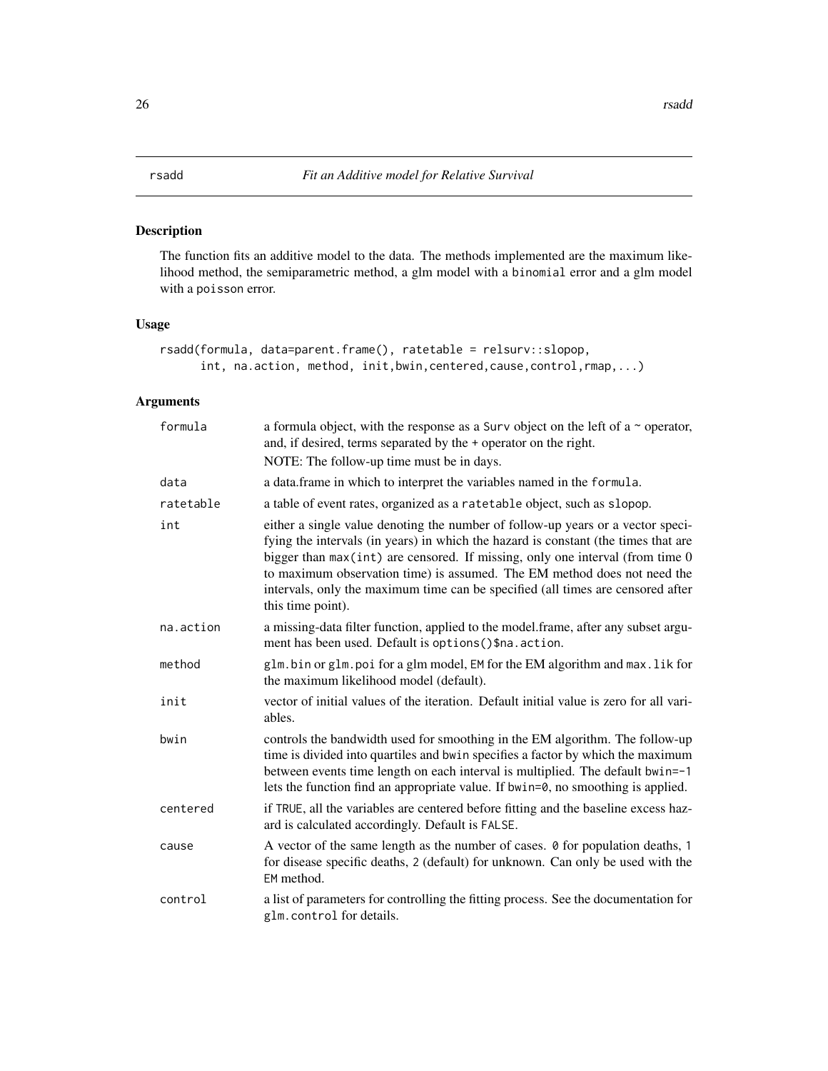# rsadd *Fit an Additive model for Relative Survival*

## Description

The function fits an additive model to the data. The methods implemented are the maximum likelihood method, the semiparametric method, a glm model with a `binomial` error and a glm model with a `poisson` error.

## Usage

```
rsadd(formula, data=parent.frame(), ratetable = relsurv::slopop,
      int, na.action, method, init,bwin,centered,cause,control,rmap,...)
```

## Arguments

| | |
|---|---|
| `formula` | a formula object, with the response as a `Surv` object on the left of a `~` operator, and, if desired, terms separated by the + operator on the right.<br>NOTE: The follow-up time must be in days. |
| `data` | a data.frame in which to interpret the variables named in the `formula`. |
| `ratetable` | a table of event rates, organized as a `ratetable` object, such as `slopop`. |
| `int` | either a single value denoting the number of follow-up years or a vector specifying the intervals (in years) in which the hazard is constant (the times that are bigger than `max(int)` are censored. If missing, only one interval (from time 0 to maximum observation time) is assumed. The EM method does not need the intervals, only the maximum time can be specified (all times are censored after this time point). |
| `na.action` | a missing-data filter function, applied to the model.frame, after any subset argument has been used. Default is `options()$na.action`. |
| `method` | `glm.bin` or `glm.poi` for a glm model, `EM` for the EM algorithm and `max.lik` for the maximum likelihood model (default). |
| `init` | vector of initial values of the iteration. Default initial value is zero for all variables. |
| `bwin` | controls the bandwidth used for smoothing in the EM algorithm. The follow-up time is divided into quartiles and `bwin` specifies a factor by which the maximum between events time length on each interval is multiplied. The default `bwin=-1` lets the function find an appropriate value. If `bwin=0`, no smoothing is applied. |
| `centered` | if `TRUE`, all the variables are centered before fitting and the baseline excess hazard is calculated accordingly. Default is `FALSE`. |
| `cause` | A vector of the same length as the number of cases. `0` for population deaths, `1` for disease specific deaths, `2` (default) for unknown. Can only be used with the `EM` method. |
| `control` | a list of parameters for controlling the fitting process. See the documentation for `glm.control` for details. |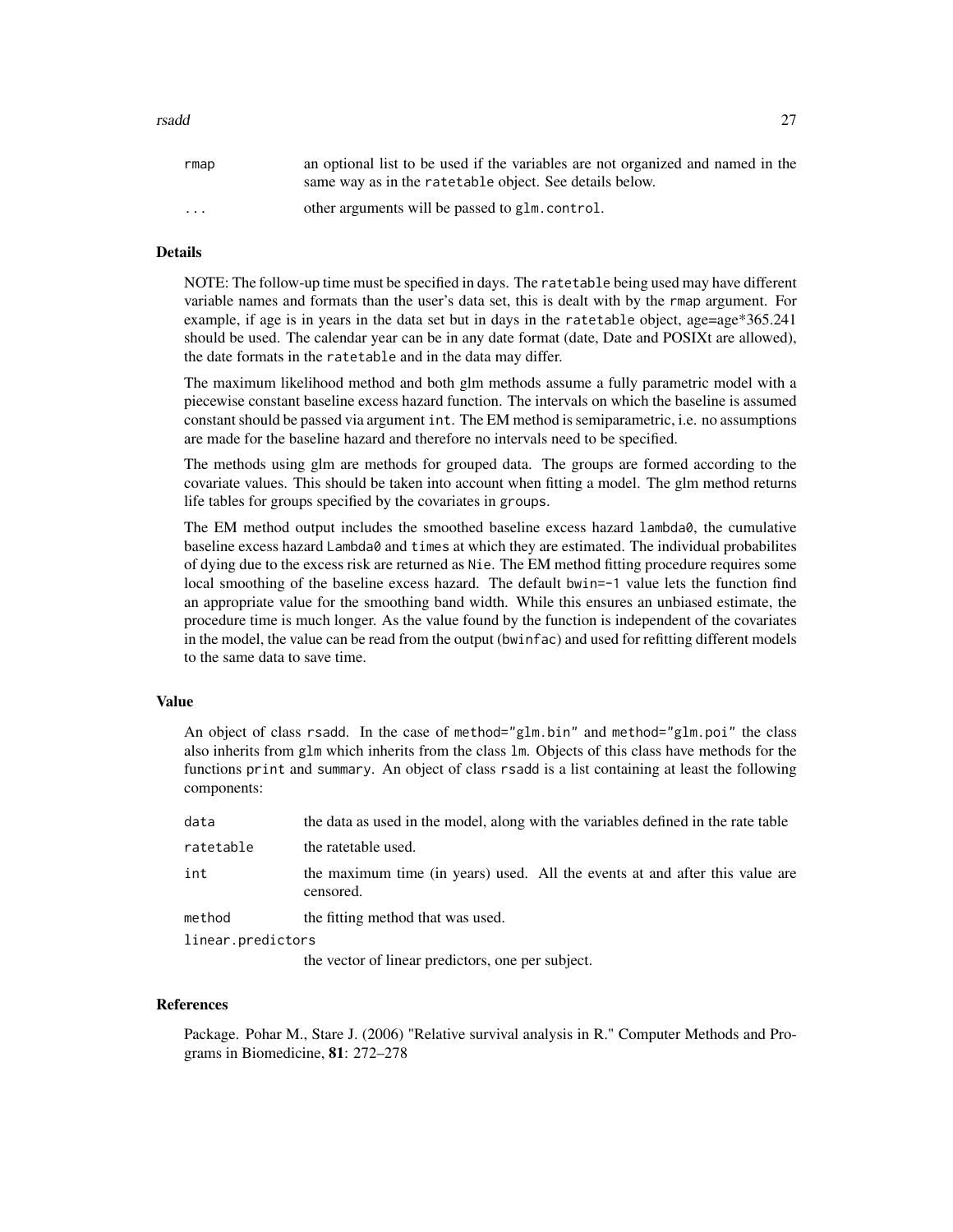| | |
|---|---|
| rmap | an optional list to be used if the variables are not organized and named in the same way as in the ratetable object. See details below. |
| ... | other arguments will be passed to glm.control. |

## Details

NOTE: The follow-up time must be specified in days. The ratetable being used may have different variable names and formats than the user's data set, this is dealt with by the rmap argument. For example, if age is in years in the data set but in days in the ratetable object, age=age*365.241 should be used. The calendar year can be in any date format (date, Date and POSIXt are allowed), the date formats in the ratetable and in the data may differ.

The maximum likelihood method and both glm methods assume a fully parametric model with a piecewise constant baseline excess hazard function. The intervals on which the baseline is assumed constant should be passed via argument int. The EM method is semiparametric, i.e. no assumptions are made for the baseline hazard and therefore no intervals need to be specified.

The methods using glm are methods for grouped data. The groups are formed according to the covariate values. This should be taken into account when fitting a model. The glm method returns life tables for groups specified by the covariates in groups.

The EM method output includes the smoothed baseline excess hazard lambda0, the cumulative baseline excess hazard Lambda0 and times at which they are estimated. The individual probabilites of dying due to the excess risk are returned as Nie. The EM method fitting procedure requires some local smoothing of the baseline excess hazard. The default bwin=-1 value lets the function find an appropriate value for the smoothing band width. While this ensures an unbiased estimate, the procedure time is much longer. As the value found by the function is independent of the covariates in the model, the value can be read from the output (bwinfac) and used for refitting different models to the same data to save time.

## Value

An object of class rsadd. In the case of method="glm.bin" and method="glm.poi" the class also inherits from glm which inherits from the class lm. Objects of this class have methods for the functions print and summary. An object of class rsadd is a list containing at least the following components:

| | |
|---|---|
| data | the data as used in the model, along with the variables defined in the rate table |
| ratetable | the ratetable used. |
| int | the maximum time (in years) used. All the events at and after this value are censored. |
| method | the fitting method that was used. |
| linear.predictors | the vector of linear predictors, one per subject. |

## References

Package. Pohar M., Stare J. (2006) "Relative survival analysis in R." Computer Methods and Programs in Biomedicine, **81**: 272–278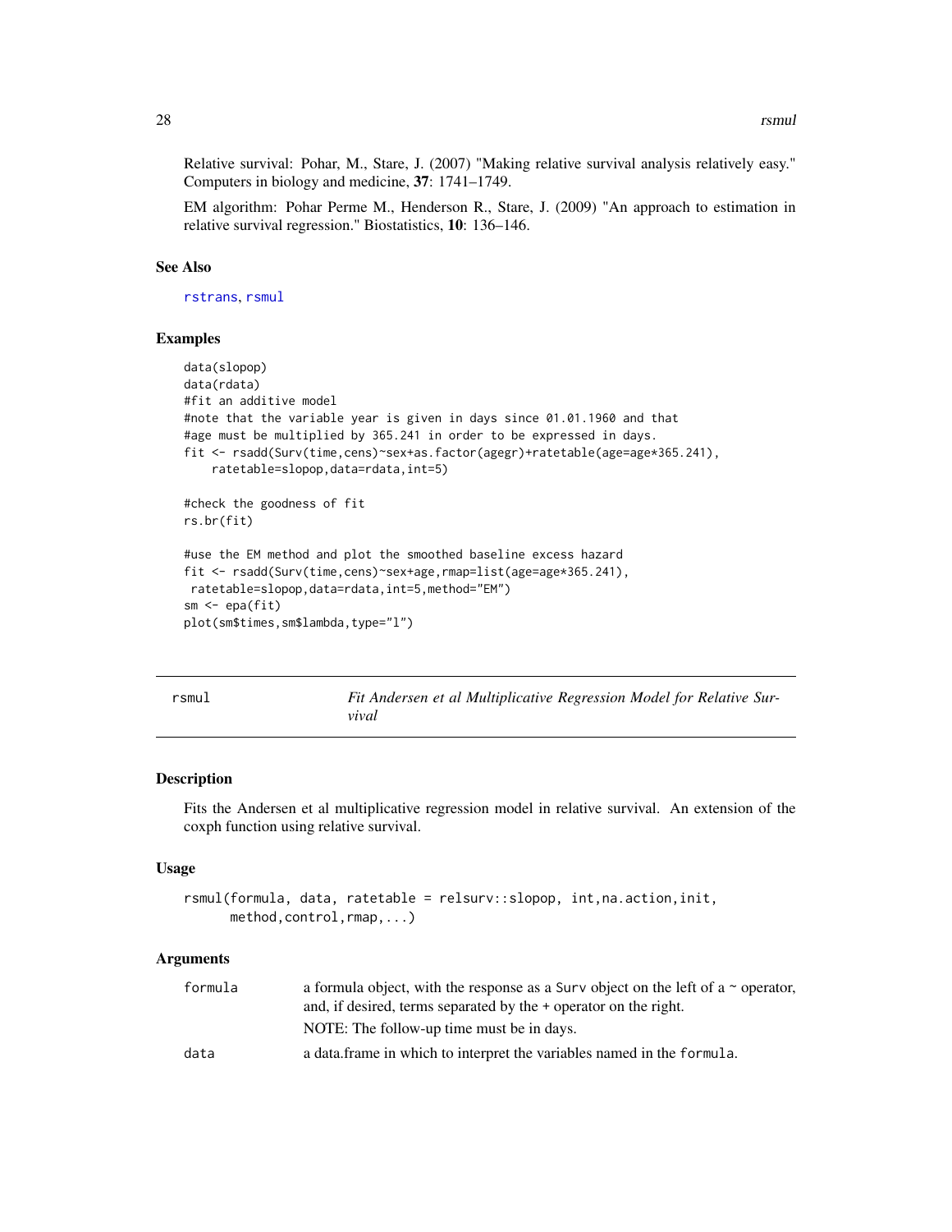Relative survival: Pohar, M., Stare, J. (2007) "Making relative survival analysis relatively easy." Computers in biology and medicine, **37**: 1741–1749.

EM algorithm: Pohar Perme M., Henderson R., Stare, J. (2009) "An approach to estimation in relative survival regression." Biostatistics, **10**: 136–146.

### See Also

rstrans, rsmul

### Examples

```
data(slopop)
data(rdata)
#fit an additive model
#note that the variable year is given in days since 01.01.1960 and that
#age must be multiplied by 365.241 in order to be expressed in days.
fit <- rsadd(Surv(time,cens)~sex+as.factor(agegr)+ratetable(age=age*365.241),
    ratetable=slopop,data=rdata,int=5)

#check the goodness of fit
rs.br(fit)

#use the EM method and plot the smoothed baseline excess hazard
fit <- rsadd(Surv(time,cens)~sex+age,rmap=list(age=age*365.241),
 ratetable=slopop,data=rdata,int=5,method="EM")
sm <- epa(fit)
plot(sm$times,sm$lambda,type="l")
```

---

## rsmul — *Fit Andersen et al Multiplicative Regression Model for Relative Survival*

### Description

Fits the Andersen et al multiplicative regression model in relative survival. An extension of the coxph function using relative survival.

### Usage

```
rsmul(formula, data, ratetable = relsurv::slopop, int,na.action,init,
      method,control,rmap,...)
```

### Arguments

| | |
|---|---|
| formula | a formula object, with the response as a Surv object on the left of a ~ operator, and, if desired, terms separated by the + operator on the right.<br>NOTE: The follow-up time must be in days. |
| data | a data.frame in which to interpret the variables named in the formula. |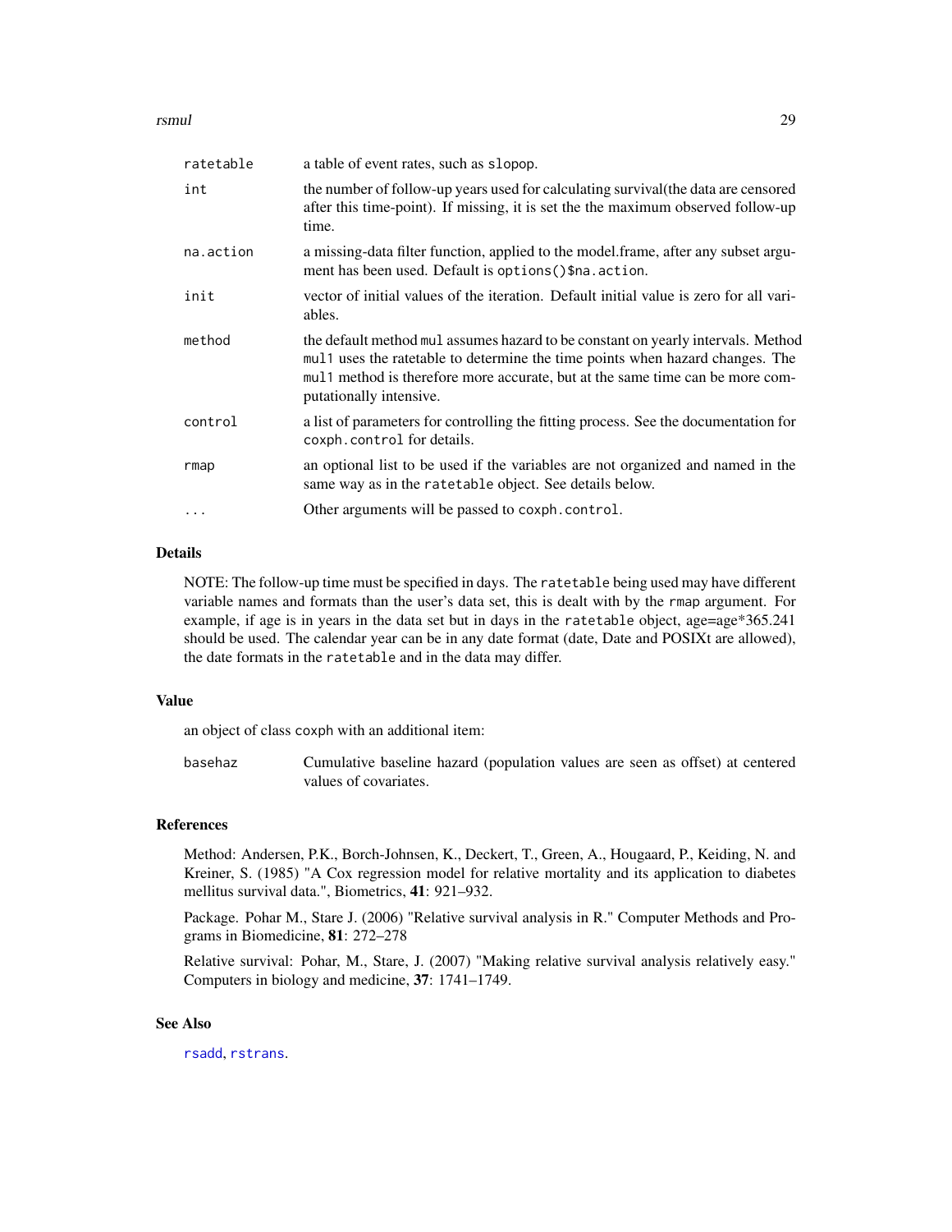| | |
|---|---|
| `ratetable` | a table of event rates, such as `slopop`. |
| `int` | the number of follow-up years used for calculating survival(the data are censored after this time-point). If missing, it is set the the maximum observed follow-up time. |
| `na.action` | a missing-data filter function, applied to the model.frame, after any subset argument has been used. Default is `options()$na.action`. |
| `init` | vector of initial values of the iteration. Default initial value is zero for all variables. |
| `method` | the default method `mul` assumes hazard to be constant on yearly intervals. Method `mul1` uses the ratetable to determine the time points when hazard changes. The `mul1` method is therefore more accurate, but at the same time can be more computationally intensive. |
| `control` | a list of parameters for controlling the fitting process. See the documentation for `coxph.control` for details. |
| `rmap` | an optional list to be used if the variables are not organized and named in the same way as in the `ratetable` object. See details below. |
| `...` | Other arguments will be passed to `coxph.control`. |

## Details

NOTE: The follow-up time must be specified in days. The `ratetable` being used may have different variable names and formats than the user's data set, this is dealt with by the `rmap` argument. For example, if age is in years in the data set but in days in the `ratetable` object, age=age*365.241 should be used. The calendar year can be in any date format (date, Date and POSIXt are allowed), the date formats in the `ratetable` and in the data may differ.

## Value

an object of class coxph with an additional item:

| | |
|---|---|
| `basehaz` | Cumulative baseline hazard (population values are seen as offset) at centered values of covariates. |

## References

Method: Andersen, P.K., Borch-Johnsen, K., Deckert, T., Green, A., Hougaard, P., Keiding, N. and Kreiner, S. (1985) "A Cox regression model for relative mortality and its application to diabetes mellitus survival data.", Biometrics, **41**: 921–932.

Package. Pohar M., Stare J. (2006) "Relative survival analysis in R." Computer Methods and Programs in Biomedicine, **81**: 272–278

Relative survival: Pohar, M., Stare, J. (2007) "Making relative survival analysis relatively easy." Computers in biology and medicine, **37**: 1741–1749.

## See Also

`rsadd`, `rstrans`.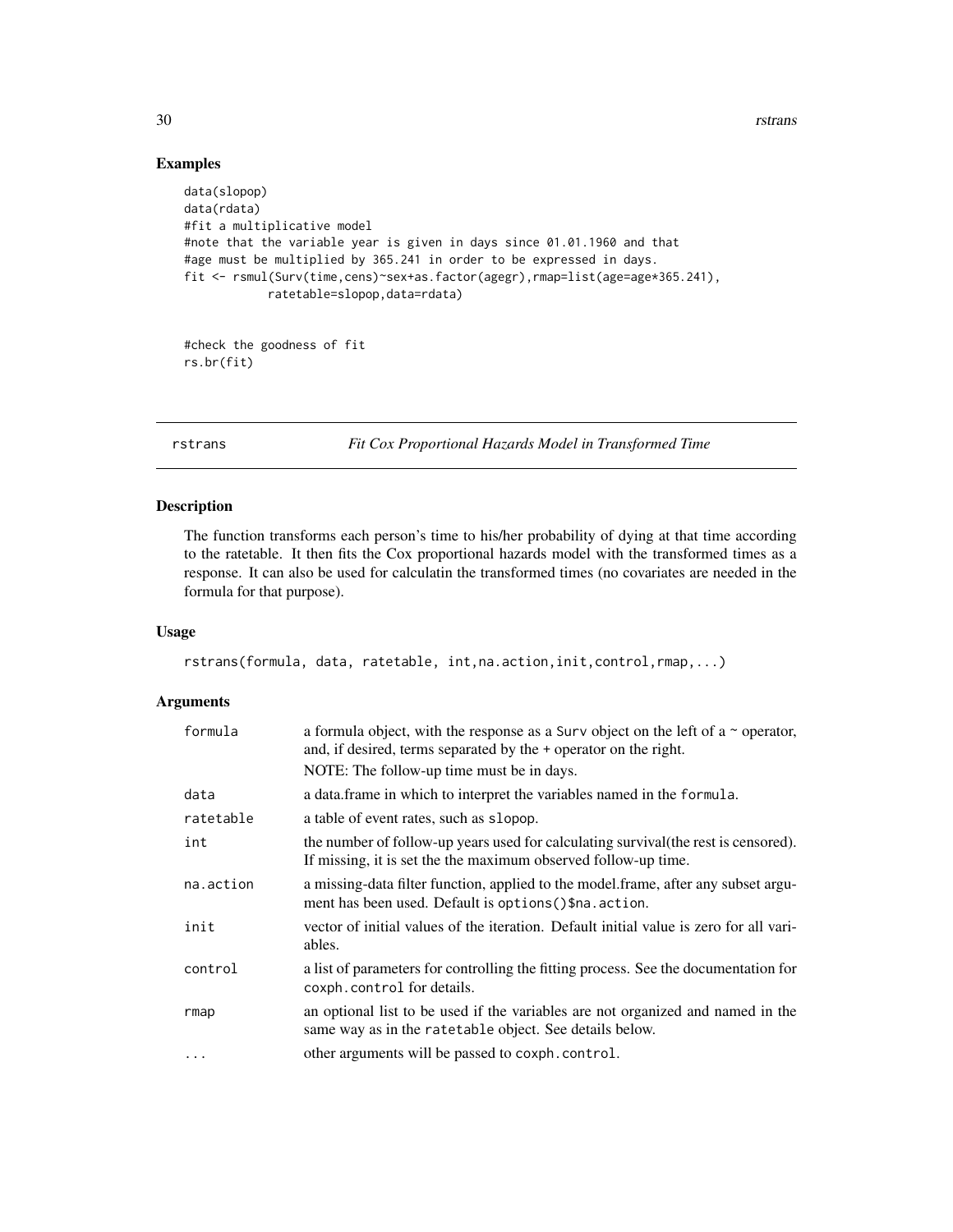## Examples

```
data(slopop)
data(rdata)
#fit a multiplicative model
#note that the variable year is given in days since 01.01.1960 and that
#age must be multiplied by 365.241 in order to be expressed in days.
fit <- rsmul(Surv(time,cens)~sex+as.factor(agegr),rmap=list(age=age*365.241),
            ratetable=slopop,data=rdata)


#check the goodness of fit
rs.br(fit)
```

---

# rstrans — *Fit Cox Proportional Hazards Model in Transformed Time*

---

## Description

The function transforms each person's time to his/her probability of dying at that time according to the ratetable. It then fits the Cox proportional hazards model with the transformed times as a response. It can also be used for calculatin the transformed times (no covariates are needed in the formula for that purpose).

## Usage

```
rstrans(formula, data, ratetable, int,na.action,init,control,rmap,...)
```

## Arguments

| Argument | Description |
|---|---|
| formula | a formula object, with the response as a Surv object on the left of a ~ operator, and, if desired, terms separated by the + operator on the right. NOTE: The follow-up time must be in days. |
| data | a data.frame in which to interpret the variables named in the formula. |
| ratetable | a table of event rates, such as slopop. |
| int | the number of follow-up years used for calculating survival(the rest is censored). If missing, it is set the the maximum observed follow-up time. |
| na.action | a missing-data filter function, applied to the model.frame, after any subset argument has been used. Default is options()$na.action. |
| init | vector of initial values of the iteration. Default initial value is zero for all variables. |
| control | a list of parameters for controlling the fitting process. See the documentation for coxph.control for details. |
| rmap | an optional list to be used if the variables are not organized and named in the same way as in the ratetable object. See details below. |
| ... | other arguments will be passed to coxph.control. |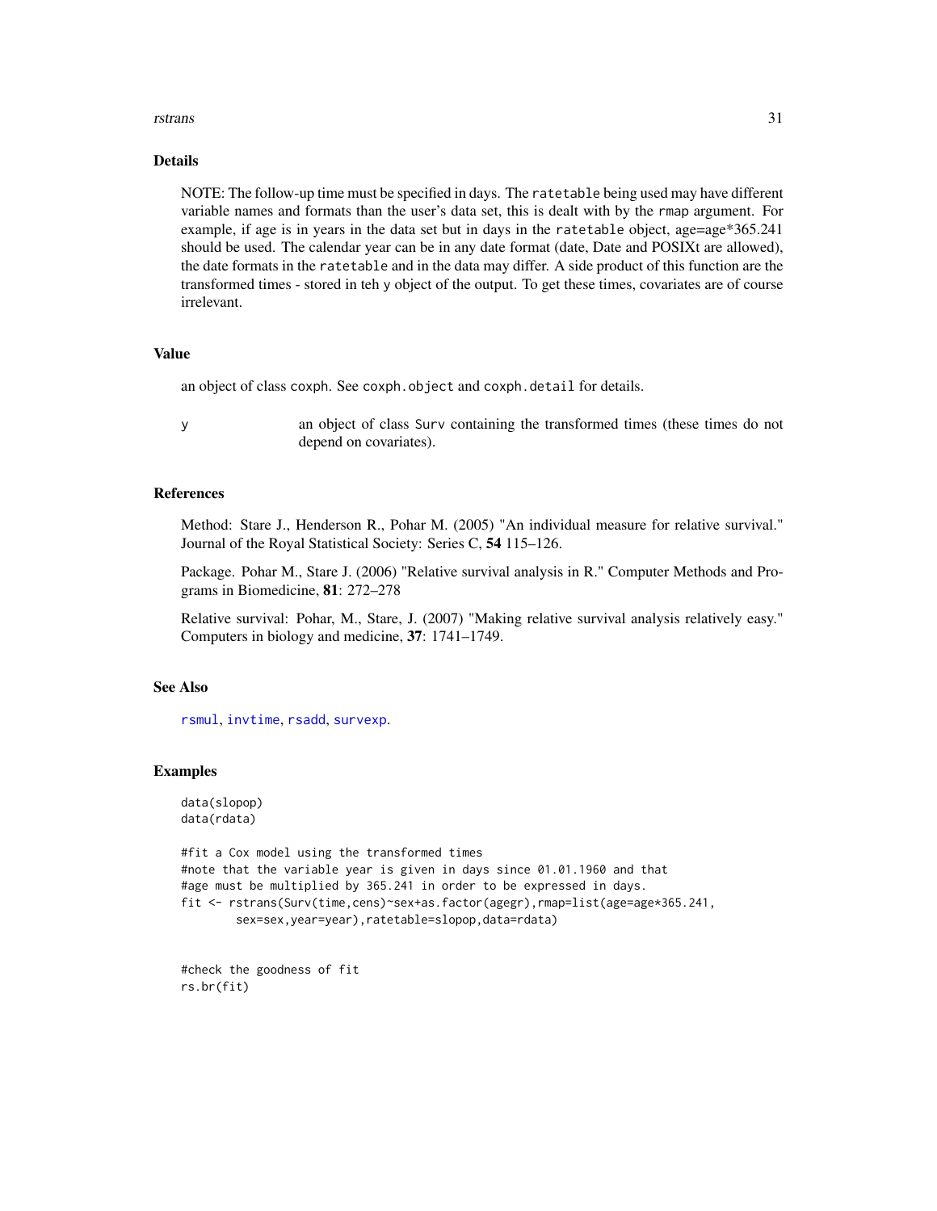## Details

NOTE: The follow-up time must be specified in days. The `ratetable` being used may have different variable names and formats than the user's data set, this is dealt with by the `rmap` argument. For example, if age is in years in the data set but in days in the `ratetable` object, age=age*365.241 should be used. The calendar year can be in any date format (date, Date and POSIXt are allowed), the date formats in the `ratetable` and in the data may differ. A side product of this function are the transformed times - stored in teh `y` object of the output. To get these times, covariates are of course irrelevant.

## Value

an object of class `coxph`. See `coxph.object` and `coxph.detail` for details.

`y` an object of class `Surv` containing the transformed times (these times do not depend on covariates).

## References

Method: Stare J., Henderson R., Pohar M. (2005) "An individual measure for relative survival." Journal of the Royal Statistical Society: Series C, **54** 115–126.

Package. Pohar M., Stare J. (2006) "Relative survival analysis in R." Computer Methods and Programs in Biomedicine, **81**: 272–278

Relative survival: Pohar, M., Stare, J. (2007) "Making relative survival analysis relatively easy." Computers in biology and medicine, **37**: 1741–1749.

## See Also

`rsmul`, `invtime`, `rsadd`, `survexp`.

## Examples

```
data(slopop)
data(rdata)

#fit a Cox model using the transformed times
#note that the variable year is given in days since 01.01.1960 and that
#age must be multiplied by 365.241 in order to be expressed in days.
fit <- rstrans(Surv(time,cens)~sex+as.factor(agegr),rmap=list(age=age*365.241,
        sex=sex,year=year),ratetable=slopop,data=rdata)


#check the goodness of fit
rs.br(fit)
```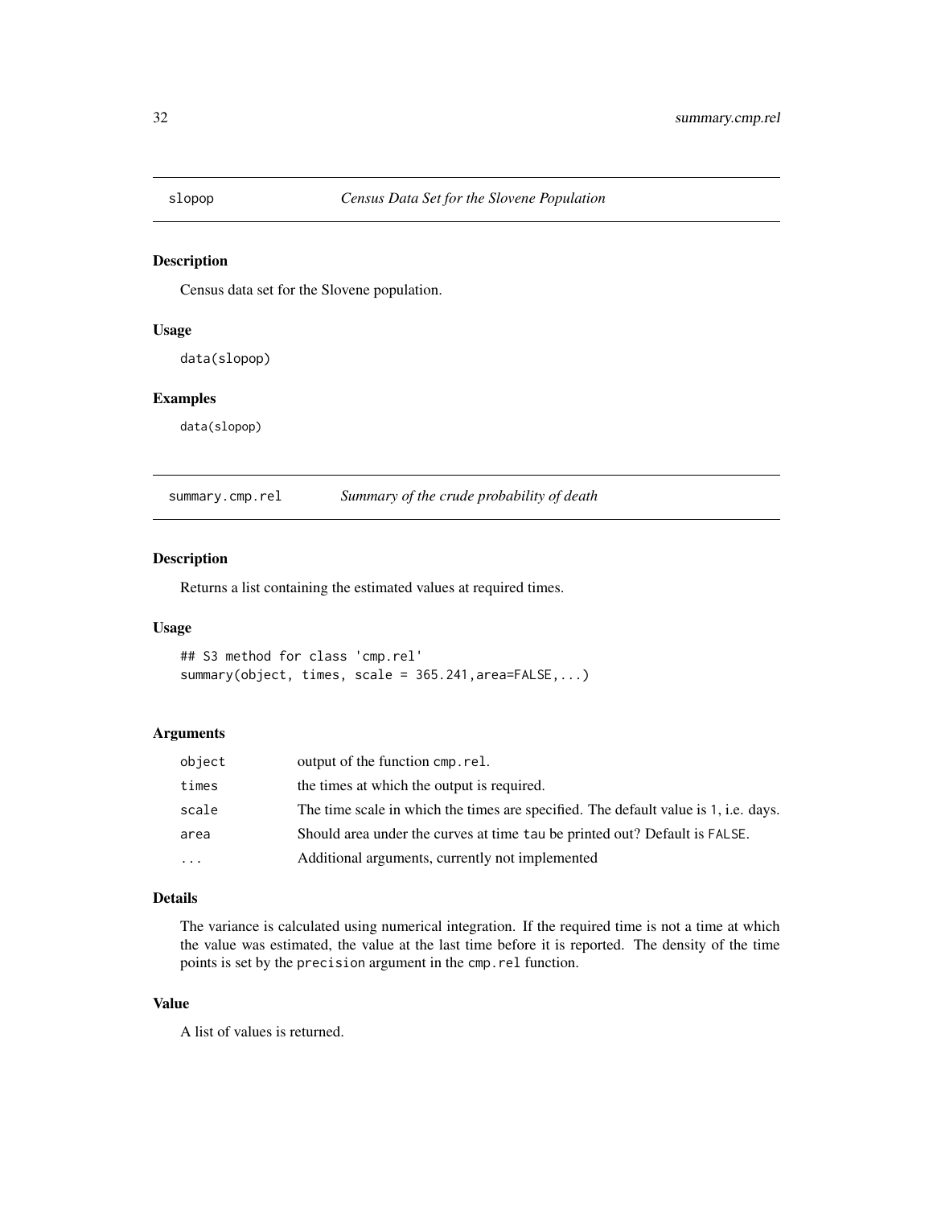## slopop *Census Data Set for the Slovene Population*

### Description

Census data set for the Slovene population.

### Usage

```
data(slopop)
```

### Examples

```
data(slopop)
```

## summary.cmp.rel *Summary of the crude probability of death*

### Description

Returns a list containing the estimated values at required times.

### Usage

```
## S3 method for class 'cmp.rel'
summary(object, times, scale = 365.241,area=FALSE,...)
```

### Arguments

| | |
|---|---|
| object | output of the function cmp.rel. |
| times | the times at which the output is required. |
| scale | The time scale in which the times are specified. The default value is 1, i.e. days. |
| area | Should area under the curves at time tau be printed out? Default is FALSE. |
| ... | Additional arguments, currently not implemented |

### Details

The variance is calculated using numerical integration. If the required time is not a time at which the value was estimated, the value at the last time before it is reported. The density of the time points is set by the precision argument in the cmp.rel function.

### Value

A list of values is returned.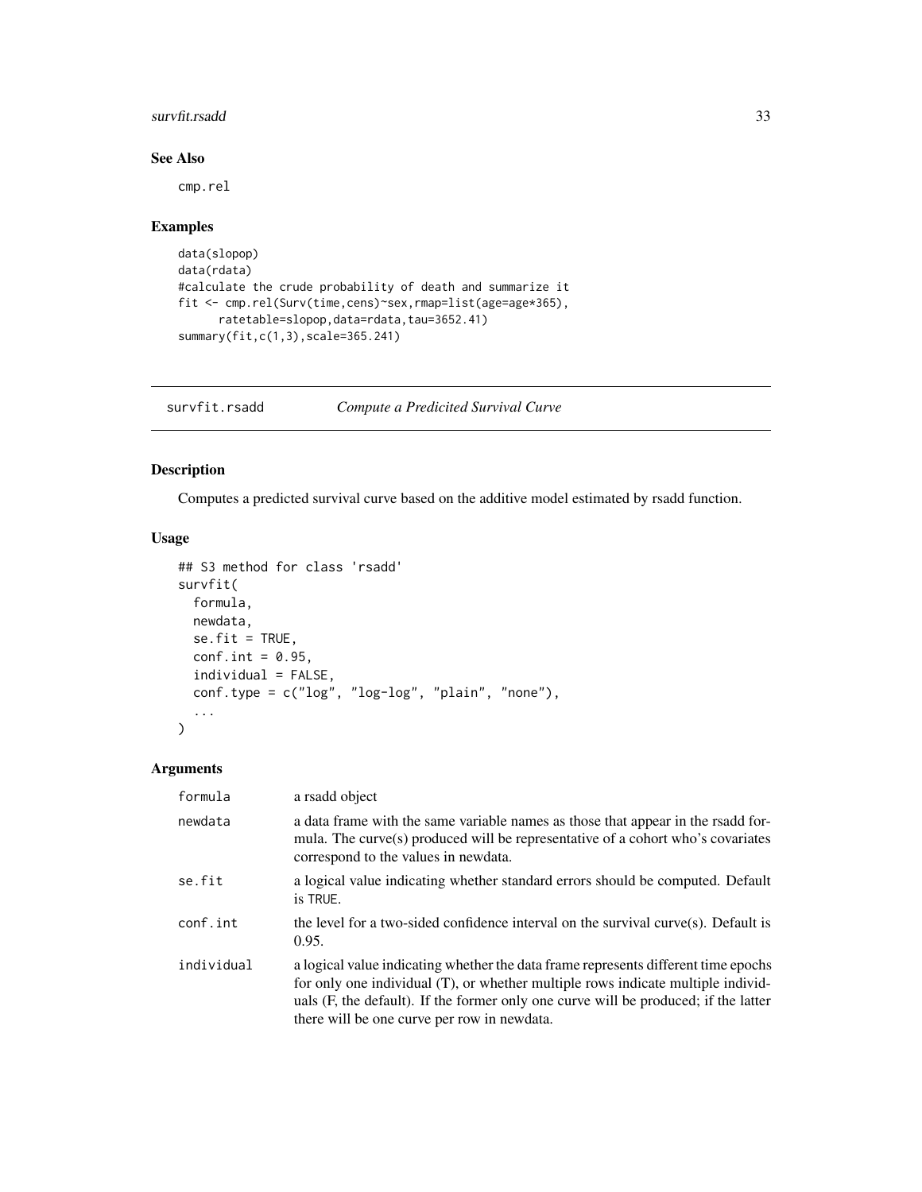## See Also

cmp.rel

## Examples

```
data(slopop)
data(rdata)
#calculate the crude probability of death and summarize it
fit <- cmp.rel(Surv(time,cens)~sex,rmap=list(age=age*365),
      ratetable=slopop,data=rdata,tau=3652.41)
summary(fit,c(1,3),scale=365.241)
```

---

# survfit.rsadd *Compute a Predicited Survival Curve*

## Description

Computes a predicted survival curve based on the additive model estimated by rsadd function.

## Usage

```
## S3 method for class 'rsadd'
survfit(
  formula,
  newdata,
  se.fit = TRUE,
  conf.int = 0.95,
  individual = FALSE,
  conf.type = c("log", "log-log", "plain", "none"),
  ...
)
```

## Arguments

| | |
|---|---|
| formula | a rsadd object |
| newdata | a data frame with the same variable names as those that appear in the rsadd formula. The curve(s) produced will be representative of a cohort who's covariates correspond to the values in newdata. |
| se.fit | a logical value indicating whether standard errors should be computed. Default is TRUE. |
| conf.int | the level for a two-sided confidence interval on the survival curve(s). Default is 0.95. |
| individual | a logical value indicating whether the data frame represents different time epochs for only one individual (T), or whether multiple rows indicate multiple individuals (F, the default). If the former only one curve will be produced; if the latter there will be one curve per row in newdata. |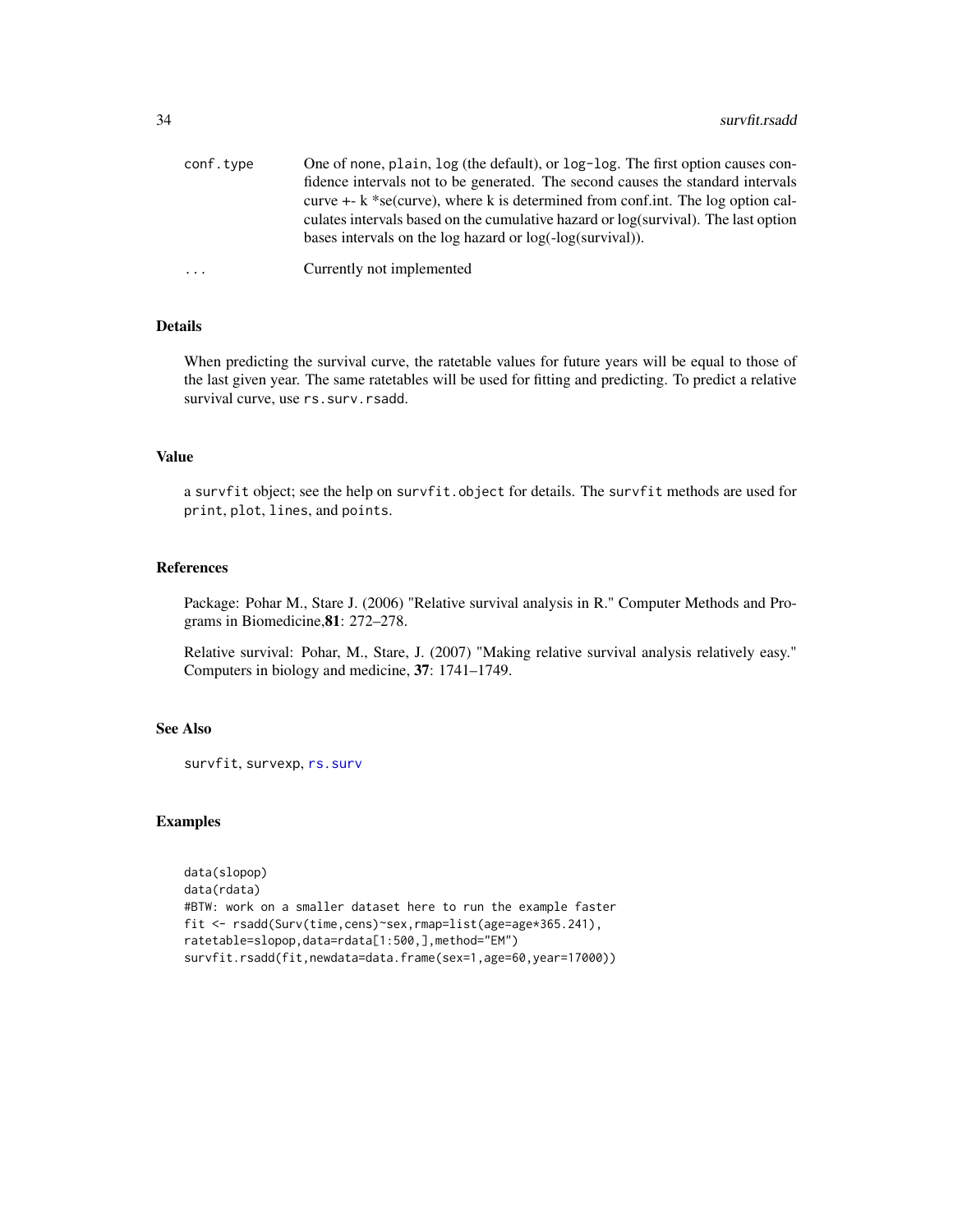conf.type One of none, plain, log (the default), or log-log. The first option causes confidence intervals not to be generated. The second causes the standard intervals curve +- k *se(curve), where k is determined from conf.int. The log option calculates intervals based on the cumulative hazard or log(survival). The last option bases intervals on the log hazard or log(-log(survival)).

... Currently not implemented

## Details

When predicting the survival curve, the ratetable values for future years will be equal to those of the last given year. The same ratetables will be used for fitting and predicting. To predict a relative survival curve, use rs.surv.rsadd.

## Value

a survfit object; see the help on survfit.object for details. The survfit methods are used for print, plot, lines, and points.

## References

Package: Pohar M., Stare J. (2006) "Relative survival analysis in R." Computer Methods and Programs in Biomedicine,**81**: 272–278.

Relative survival: Pohar, M., Stare, J. (2007) "Making relative survival analysis relatively easy." Computers in biology and medicine, **37**: 1741–1749.

## See Also

survfit, survexp, rs.surv

## Examples

```
data(slopop)
data(rdata)
#BTW: work on a smaller dataset here to run the example faster
fit <- rsadd(Surv(time,cens)~sex,rmap=list(age=age*365.241),
ratetable=slopop,data=rdata[1:500,],method="EM")
survfit.rsadd(fit,newdata=data.frame(sex=1,age=60,year=17000))
```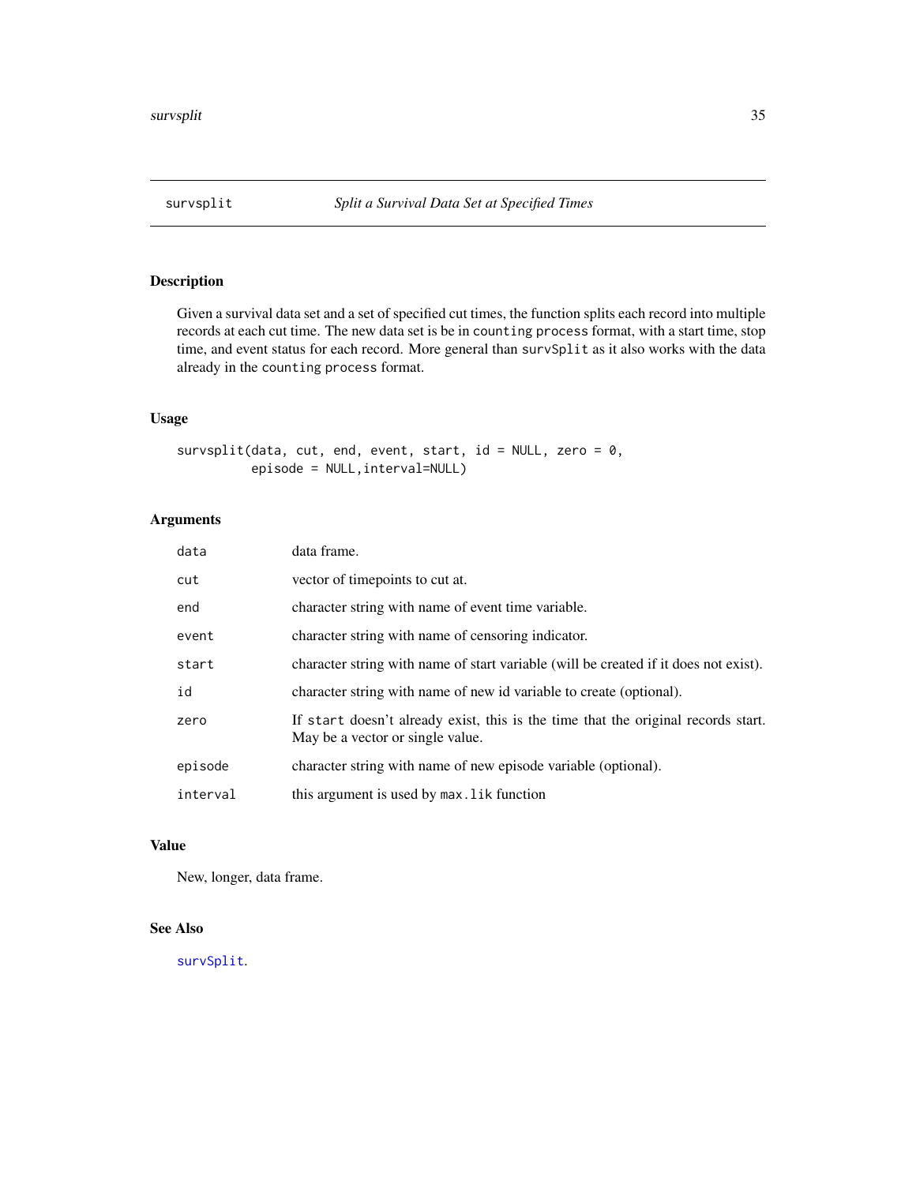## survsplit — *Split a Survival Data Set at Specified Times*

### Description

Given a survival data set and a set of specified cut times, the function splits each record into multiple records at each cut time. The new data set is be in `counting process` format, with a start time, stop time, and event status for each record. More general than `survSplit` as it also works with the data already in the `counting process` format.

### Usage

```
survsplit(data, cut, end, event, start, id = NULL, zero = 0,
          episode = NULL,interval=NULL)
```

### Arguments

| | |
|---|---|
| `data` | data frame. |
| `cut` | vector of timepoints to cut at. |
| `end` | character string with name of event time variable. |
| `event` | character string with name of censoring indicator. |
| `start` | character string with name of start variable (will be created if it does not exist). |
| `id` | character string with name of new id variable to create (optional). |
| `zero` | If `start` doesn't already exist, this is the time that the original records start. May be a vector or single value. |
| `episode` | character string with name of new episode variable (optional). |
| `interval` | this argument is used by `max.lik` function |

### Value

New, longer, data frame.

### See Also

`survSplit`.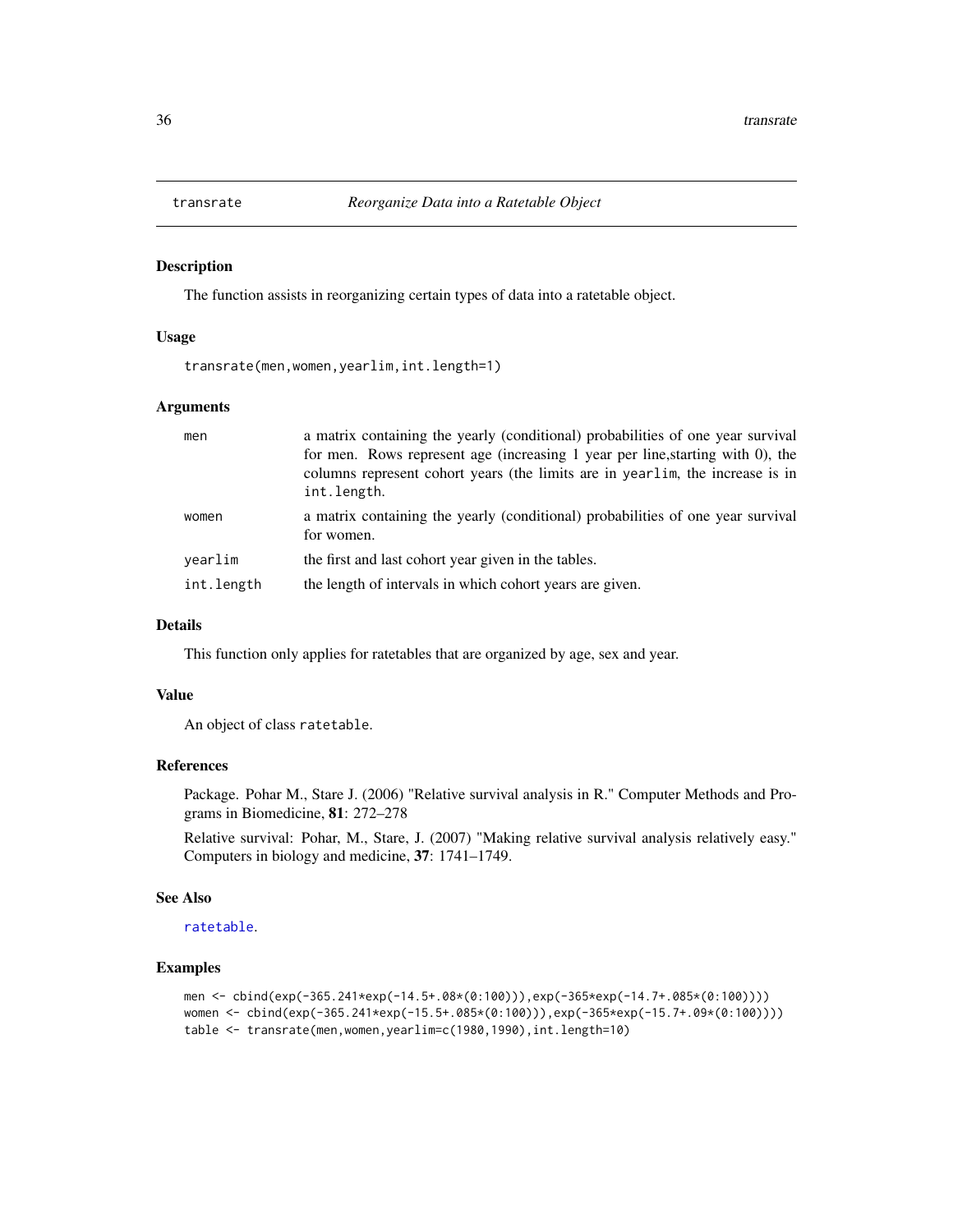# transrate — *Reorganize Data into a Ratetable Object*

## Description

The function assists in reorganizing certain types of data into a ratetable object.

## Usage

```
transrate(men,women,yearlim,int.length=1)
```

## Arguments

| | |
|---|---|
| `men` | a matrix containing the yearly (conditional) probabilities of one year survival for men. Rows represent age (increasing 1 year per line,starting with 0), the columns represent cohort years (the limits are in `yearlim`, the increase is in `int.length`. |
| `women` | a matrix containing the yearly (conditional) probabilities of one year survival for women. |
| `yearlim` | the first and last cohort year given in the tables. |
| `int.length` | the length of intervals in which cohort years are given. |

## Details

This function only applies for ratetables that are organized by age, sex and year.

## Value

An object of class `ratetable`.

## References

Package. Pohar M., Stare J. (2006) "Relative survival analysis in R." Computer Methods and Programs in Biomedicine, **81**: 272–278

Relative survival: Pohar, M., Stare, J. (2007) "Making relative survival analysis relatively easy." Computers in biology and medicine, **37**: 1741–1749.

## See Also

`ratetable`.

## Examples

```
men <- cbind(exp(-365.241*exp(-14.5+.08*(0:100))),exp(-365*exp(-14.7+.085*(0:100))))
women <- cbind(exp(-365.241*exp(-15.5+.085*(0:100))),exp(-365*exp(-15.7+.09*(0:100))))
table <- transrate(men,women,yearlim=c(1980,1990),int.length=10)
```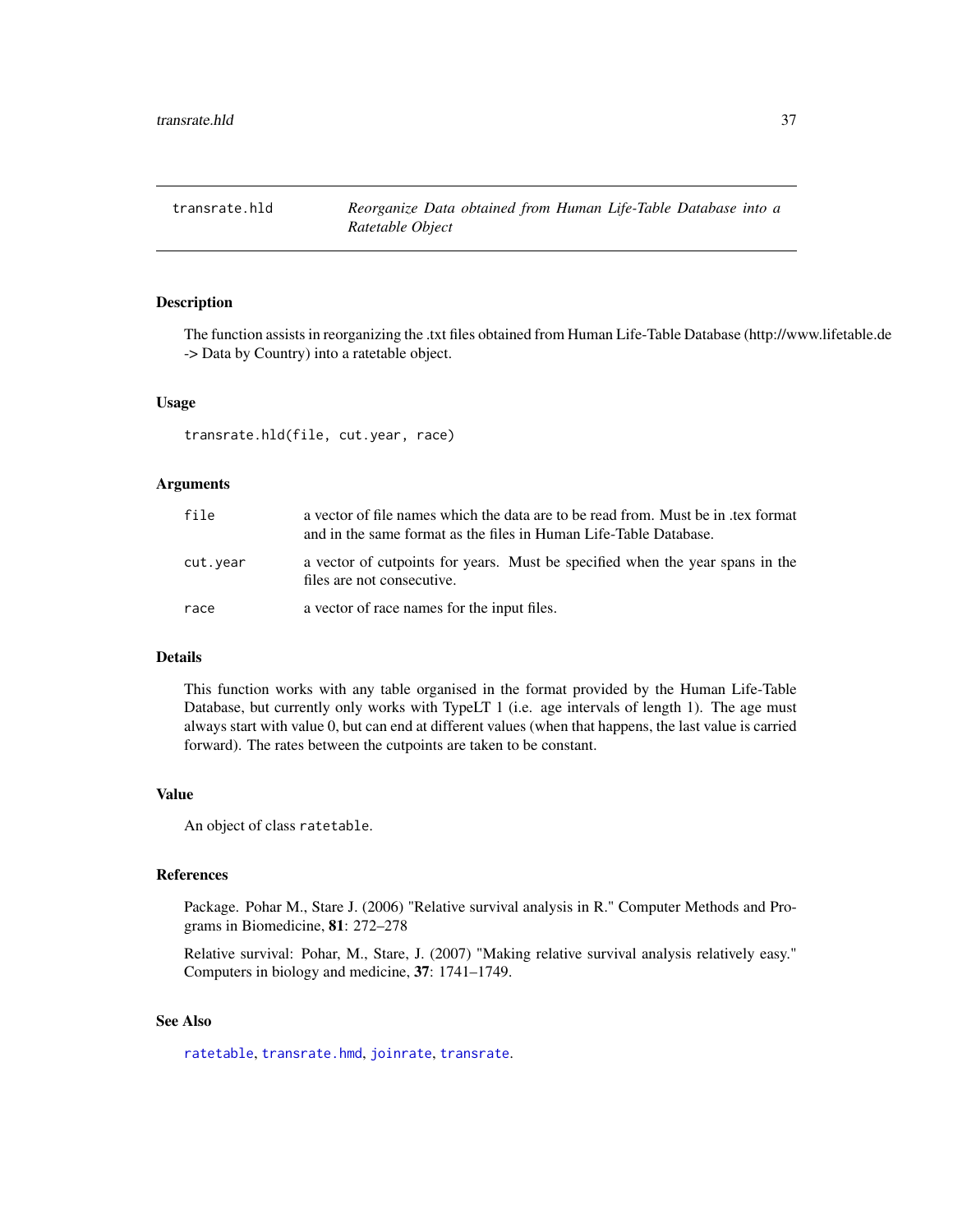# transrate.hld — *Reorganize Data obtained from Human Life-Table Database into a Ratetable Object*

## Description

The function assists in reorganizing the .txt files obtained from Human Life-Table Database (http://www.lifetable.de -> Data by Country) into a ratetable object.

## Usage

```
transrate.hld(file, cut.year, race)
```

## Arguments

| | |
|---|---|
| `file` | a vector of file names which the data are to be read from. Must be in .tex format and in the same format as the files in Human Life-Table Database. |
| `cut.year` | a vector of cutpoints for years. Must be specified when the year spans in the files are not consecutive. |
| `race` | a vector of race names for the input files. |

## Details

This function works with any table organised in the format provided by the Human Life-Table Database, but currently only works with TypeLT 1 (i.e. age intervals of length 1). The age must always start with value 0, but can end at different values (when that happens, the last value is carried forward). The rates between the cutpoints are taken to be constant.

## Value

An object of class `ratetable`.

## References

Package. Pohar M., Stare J. (2006) "Relative survival analysis in R." Computer Methods and Programs in Biomedicine, **81**: 272–278

Relative survival: Pohar, M., Stare, J. (2007) "Making relative survival analysis relatively easy." Computers in biology and medicine, **37**: 1741–1749.

## See Also

`ratetable`, `transrate.hmd`, `joinrate`, `transrate`.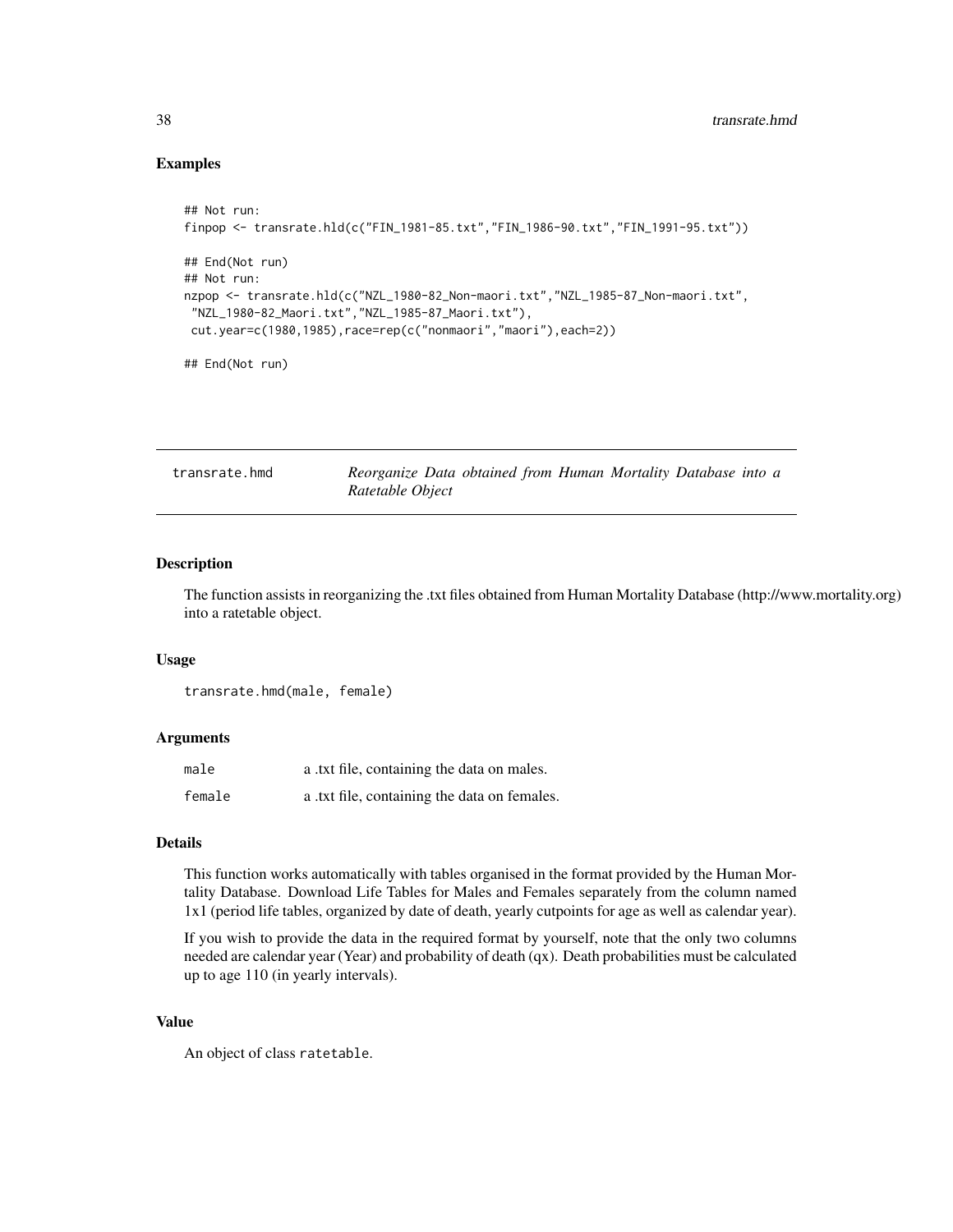### Examples

```
## Not run:
finpop <- transrate.hld(c("FIN_1981-85.txt","FIN_1986-90.txt","FIN_1991-95.txt"))

## End(Not run)
## Not run:
nzpop <- transrate.hld(c("NZL_1980-82_Non-maori.txt","NZL_1985-87_Non-maori.txt",
 "NZL_1980-82_Maori.txt","NZL_1985-87_Maori.txt"),
 cut.year=c(1980,1985),race=rep(c("nonmaori","maori"),each=2))

## End(Not run)
```

---

## transrate.hmd — *Reorganize Data obtained from Human Mortality Database into a Ratetable Object*

---

### Description

The function assists in reorganizing the .txt files obtained from Human Mortality Database (http://www.mortality.org) into a ratetable object.

### Usage

```
transrate.hmd(male, female)
```

### Arguments

| | |
|---|---|
| male | a .txt file, containing the data on males. |
| female | a .txt file, containing the data on females. |

### Details

This function works automatically with tables organised in the format provided by the Human Mortality Database. Download Life Tables for Males and Females separately from the column named 1x1 (period life tables, organized by date of death, yearly cutpoints for age as well as calendar year).

If you wish to provide the data in the required format by yourself, note that the only two columns needed are calendar year (Year) and probability of death (qx). Death probabilities must be calculated up to age 110 (in yearly intervals).

### Value

An object of class ratetable.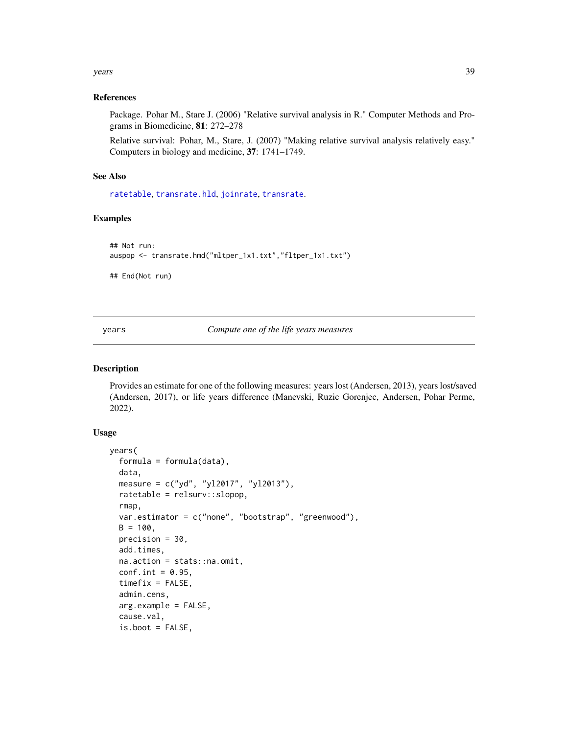### References

Package. Pohar M., Stare J. (2006) "Relative survival analysis in R." Computer Methods and Programs in Biomedicine, **81**: 272–278

Relative survival: Pohar, M., Stare, J. (2007) "Making relative survival analysis relatively easy." Computers in biology and medicine, **37**: 1741–1749.

### See Also

`ratetable`, `transrate.hld`, `joinrate`, `transrate`.

### Examples

```
## Not run:
auspop <- transrate.hmd("mltper_1x1.txt","fltper_1x1.txt")

## End(Not run)
```

---

## years — *Compute one of the life years measures*

---

### Description

Provides an estimate for one of the following measures: years lost (Andersen, 2013), years lost/saved (Andersen, 2017), or life years difference (Manevski, Ruzic Gorenjec, Andersen, Pohar Perme, 2022).

### Usage

```
years(
  formula = formula(data),
  data,
  measure = c("yd", "yl2017", "yl2013"),
  ratetable = relsurv::slopop,
  rmap,
  var.estimator = c("none", "bootstrap", "greenwood"),
  B = 100,
  precision = 30,
  add.times,
  na.action = stats::na.omit,
  conf.int = 0.95,
  timefix = FALSE,
  admin.cens,
  arg.example = FALSE,
  cause.val,
  is.boot = FALSE,
```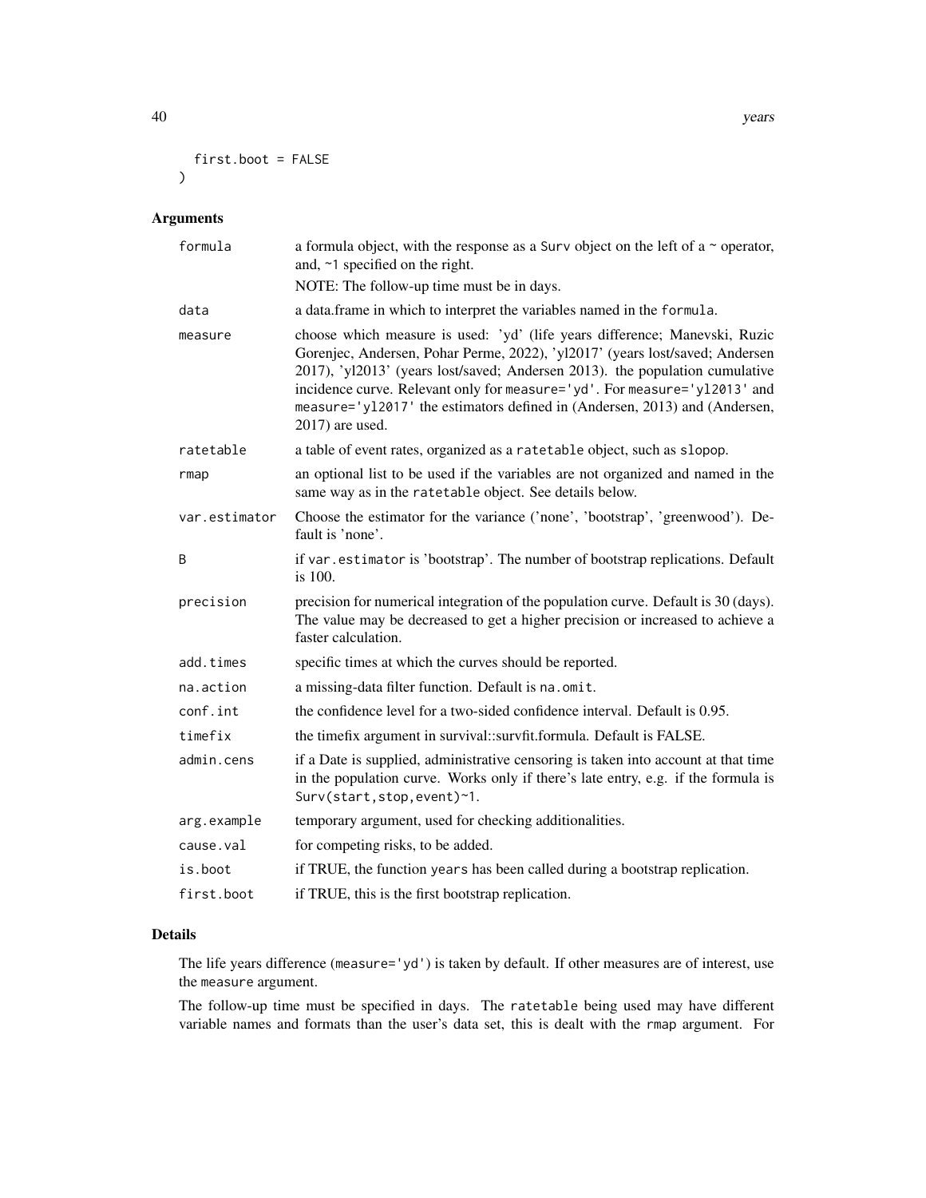```
  first.boot = FALSE
)
```

## Arguments

| | |
|---|---|
| `formula` | a formula object, with the response as a `Surv` object on the left of a ~ operator, and, `~1` specified on the right. NOTE: The follow-up time must be in days. |
| `data` | a data.frame in which to interpret the variables named in the `formula`. |
| `measure` | choose which measure is used: 'yd' (life years difference; Manevski, Ruzic Gorenjec, Andersen, Pohar Perme, 2022), 'yl2017' (years lost/saved; Andersen 2017), 'yl2013' (years lost/saved; Andersen 2013). the population cumulative incidence curve. Relevant only for `measure='yd'`. For `measure='yl2013'` and `measure='yl2017'` the estimators defined in (Andersen, 2013) and (Andersen, 2017) are used. |
| `ratetable` | a table of event rates, organized as a `ratetable` object, such as `slopop`. |
| `rmap` | an optional list to be used if the variables are not organized and named in the same way as in the `ratetable` object. See details below. |
| `var.estimator` | Choose the estimator for the variance ('none', 'bootstrap', 'greenwood'). Default is 'none'. |
| `B` | if `var.estimator` is 'bootstrap'. The number of bootstrap replications. Default is 100. |
| `precision` | precision for numerical integration of the population curve. Default is 30 (days). The value may be decreased to get a higher precision or increased to achieve a faster calculation. |
| `add.times` | specific times at which the curves should be reported. |
| `na.action` | a missing-data filter function. Default is `na.omit`. |
| `conf.int` | the confidence level for a two-sided confidence interval. Default is 0.95. |
| `timefix` | the timefix argument in survival::survfit.formula. Default is FALSE. |
| `admin.cens` | if a Date is supplied, administrative censoring is taken into account at that time in the population curve. Works only if there's late entry, e.g. if the formula is `Surv(start,stop,event)~1`. |
| `arg.example` | temporary argument, used for checking additionalities. |
| `cause.val` | for competing risks, to be added. |
| `is.boot` | if TRUE, the function `years` has been called during a bootstrap replication. |
| `first.boot` | if TRUE, this is the first bootstrap replication. |

## Details

The life years difference (`measure='yd'`) is taken by default. If other measures are of interest, use the `measure` argument.

The follow-up time must be specified in days. The `ratetable` being used may have different variable names and formats than the user's data set, this is dealt with the `rmap` argument. For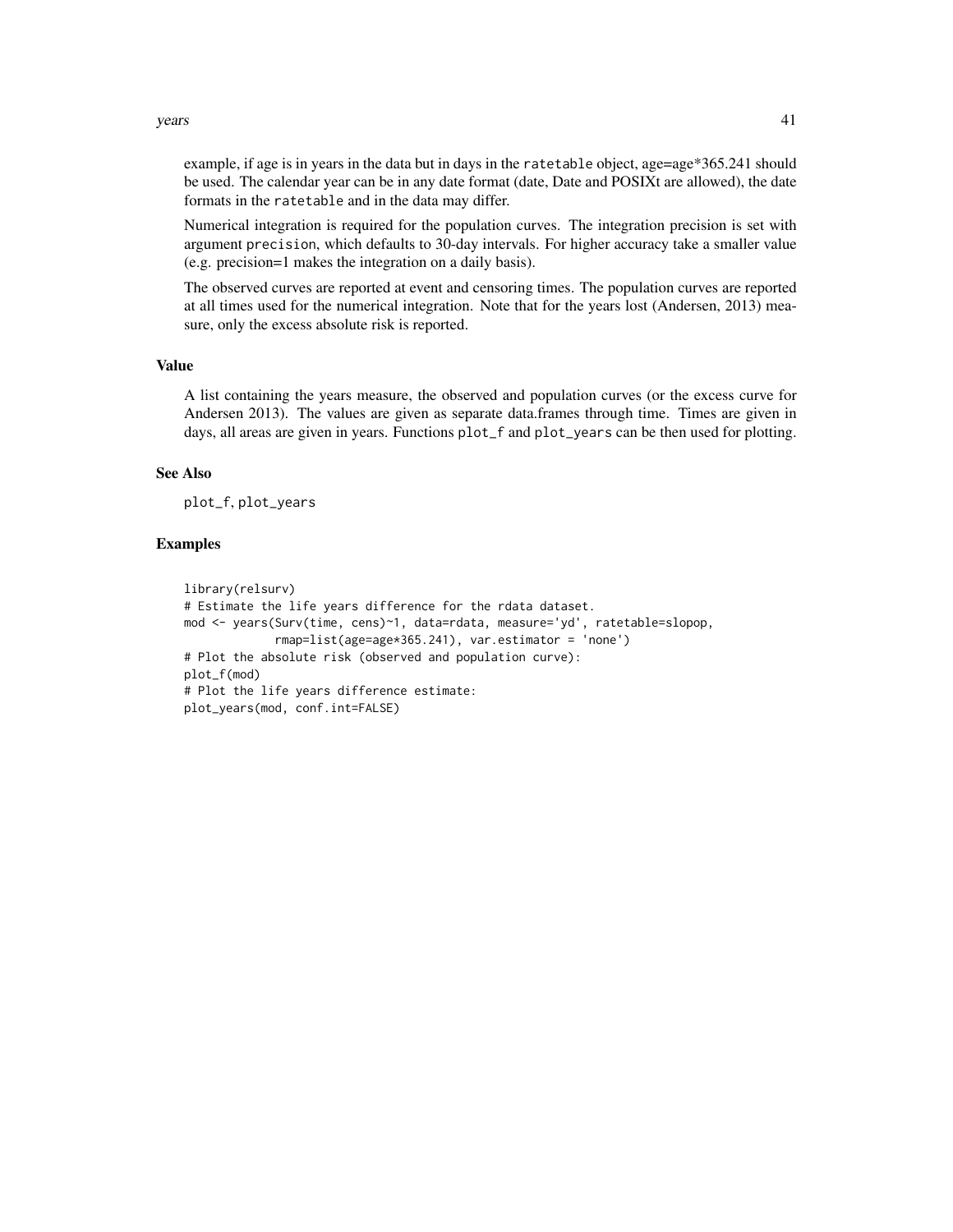example, if age is in years in the data but in days in the `ratetable` object, age=age*365.241 should be used. The calendar year can be in any date format (date, Date and POSIXt are allowed), the date formats in the `ratetable` and in the data may differ.

Numerical integration is required for the population curves. The integration precision is set with argument `precision`, which defaults to 30-day intervals. For higher accuracy take a smaller value (e.g. precision=1 makes the integration on a daily basis).

The observed curves are reported at event and censoring times. The population curves are reported at all times used for the numerical integration. Note that for the years lost (Andersen, 2013) measure, only the excess absolute risk is reported.

## Value

A list containing the years measure, the observed and population curves (or the excess curve for Andersen 2013). The values are given as separate data.frames through time. Times are given in days, all areas are given in years. Functions `plot_f` and `plot_years` can be then used for plotting.

## See Also

`plot_f`, `plot_years`

## Examples

```
library(relsurv)
# Estimate the life years difference for the rdata dataset.
mod <- years(Surv(time, cens)~1, data=rdata, measure='yd', ratetable=slopop,
             rmap=list(age=age*365.241), var.estimator = 'none')
# Plot the absolute risk (observed and population curve):
plot_f(mod)
# Plot the life years difference estimate:
plot_years(mod, conf.int=FALSE)
```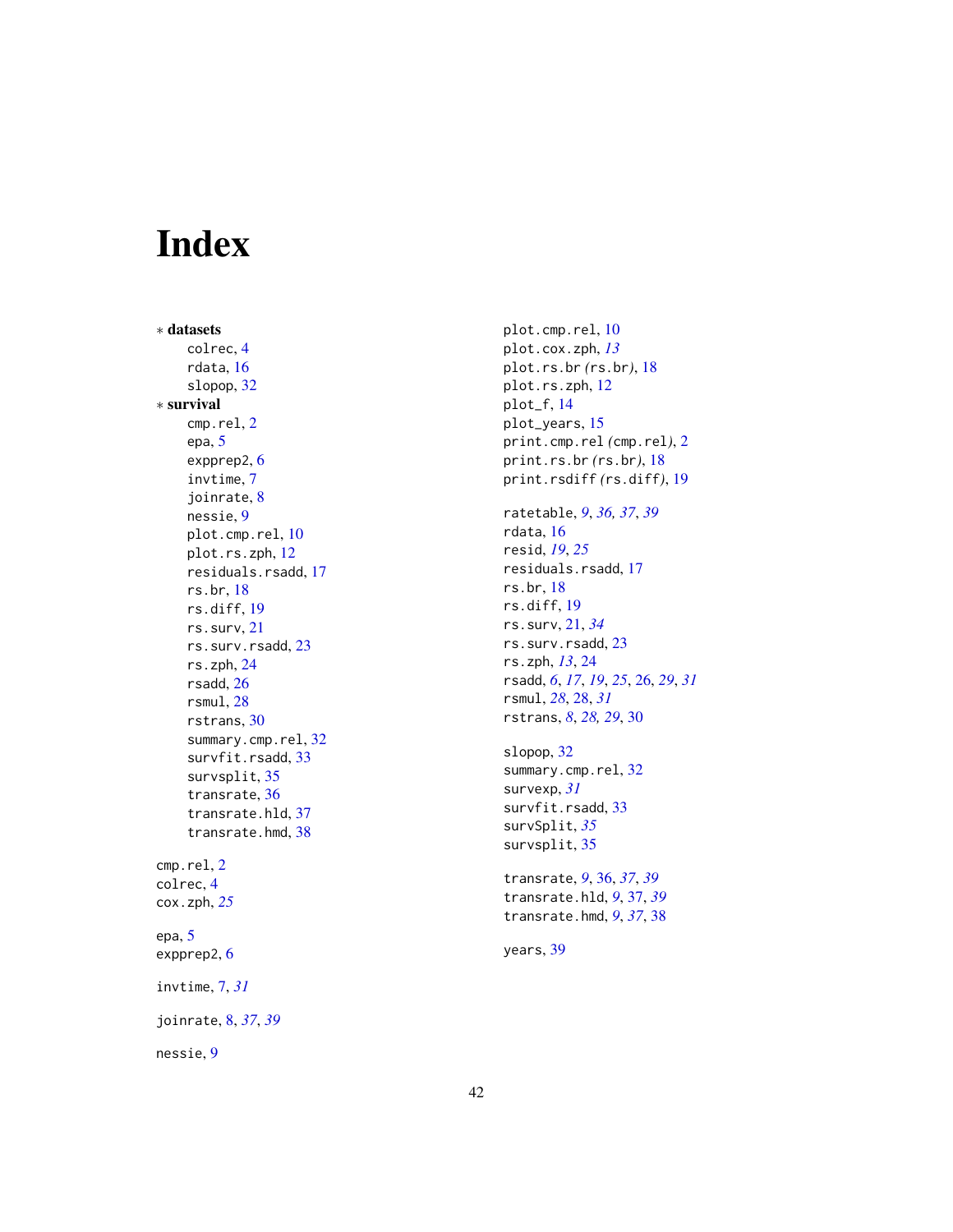# Index

∗ **datasets**
- colrec, 4
- rdata, 16
- slopop, 32

∗ **survival**
- cmp.rel, 2
- epa, 5
- expprep2, 6
- invtime, 7
- joinrate, 8
- nessie, 9
- plot.cmp.rel, 10
- plot.rs.zph, 12
- residuals.rsadd, 17
- rs.br, 18
- rs.diff, 19
- rs.surv, 21
- rs.surv.rsadd, 23
- rs.zph, 24
- rsadd, 26
- rsmul, 28
- rstrans, 30
- summary.cmp.rel, 32
- survfit.rsadd, 33
- survsplit, 35
- transrate, 36
- transrate.hld, 37
- transrate.hmd, 38

cmp.rel, 2
colrec, 4
cox.zph, *25*

epa, 5
expprep2, 6

invtime, 7, *31*

joinrate, 8, *37*, *39*

nessie, 9

plot.cmp.rel, 10
plot.cox.zph, *13*
plot.rs.br *(*rs.br*)*, 18
plot.rs.zph, 12
plot_f, 14
plot_years, 15
print.cmp.rel *(*cmp.rel*)*, 2
print.rs.br *(*rs.br*)*, 18
print.rsdiff *(*rs.diff*)*, 19

ratetable, *9*, *36, 37*, *39*
rdata, 16
resid, *19*, *25*
residuals.rsadd, 17
rs.br, 18
rs.diff, 19
rs.surv, 21, *34*
rs.surv.rsadd, 23
rs.zph, *13*, 24
rsadd, *6*, *17*, *19*, *25*, 26, *29*, *31*
rsmul, *28*, 28, *31*
rstrans, *8*, *28, 29*, 30

slopop, 32
summary.cmp.rel, 32
survexp, *31*
survfit.rsadd, 33
survSplit, *35*
survsplit, 35

transrate, *9*, 36, *37*, *39*
transrate.hld, *9*, 37, *39*
transrate.hmd, *9*, *37*, 38

years, 39